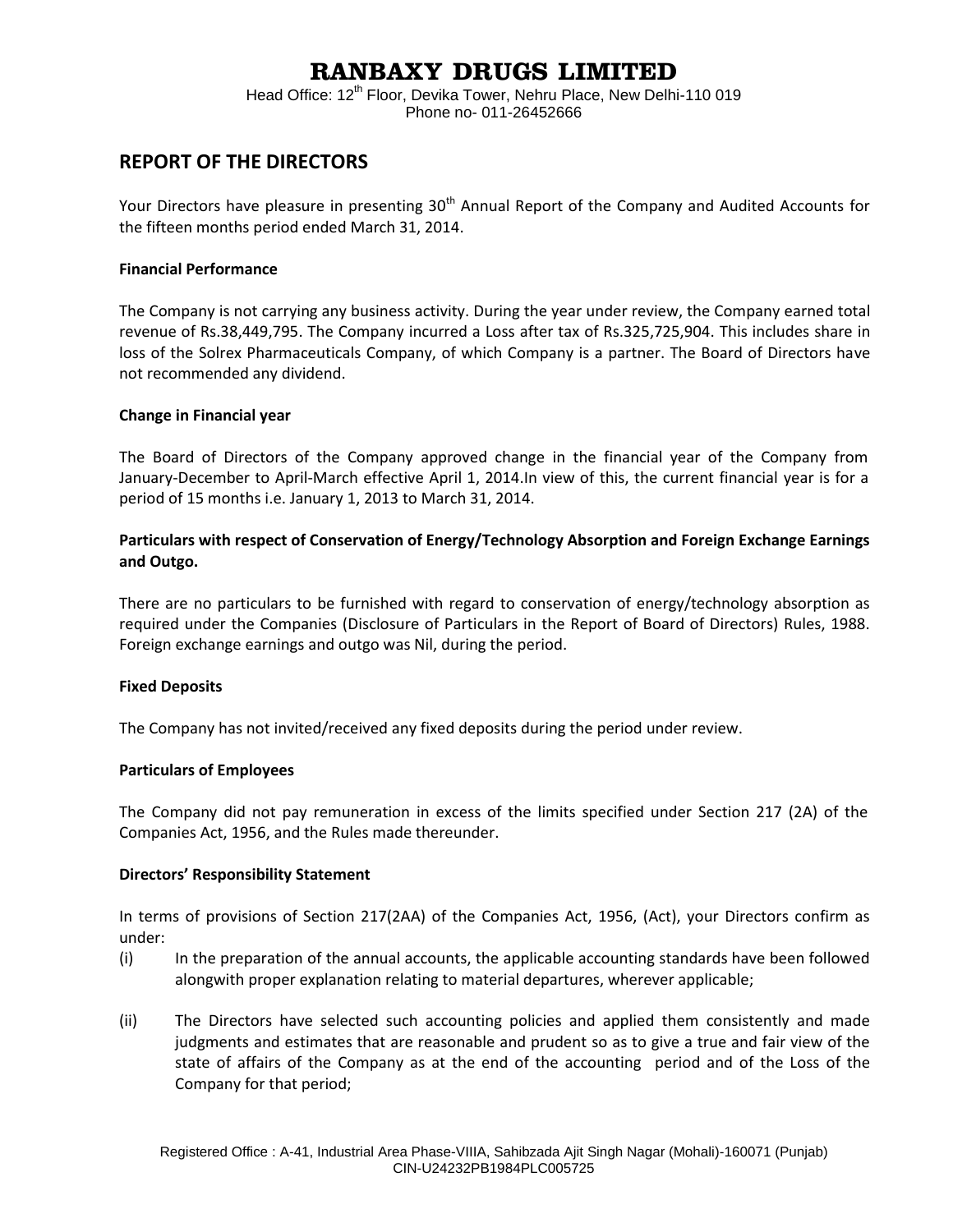# RANBAXY DRUGS LIMITED

Head Office: 12th Floor, Devika Tower, Nehru Place, New Delhi-110 019
Phone no- 011-26452666

## REPORT OF THE DIRECTORS

Your Directors have pleasure in presenting 30th Annual Report of the Company and Audited Accounts for the fifteen months period ended March 31, 2014.

**Financial Performance**

The Company is not carrying any business activity. During the year under review, the Company earned total revenue of Rs.38,449,795. The Company incurred a Loss after tax of Rs.325,725,904. This includes share in loss of the Solrex Pharmaceuticals Company, of which Company is a partner. The Board of Directors have not recommended any dividend.

**Change in Financial year**

The Board of Directors of the Company approved change in the financial year of the Company from January-December to April-March effective April 1, 2014.In view of this, the current financial year is for a period of 15 months i.e. January 1, 2013 to March 31, 2014.

**Particulars with respect of Conservation of Energy/Technology Absorption and Foreign Exchange Earnings and Outgo.**

There are no particulars to be furnished with regard to conservation of energy/technology absorption as required under the Companies (Disclosure of Particulars in the Report of Board of Directors) Rules, 1988. Foreign exchange earnings and outgo was Nil, during the period.

**Fixed Deposits**

The Company has not invited/received any fixed deposits during the period under review.

**Particulars of Employees**

The Company did not pay remuneration in excess of the limits specified under Section 217 (2A) of the Companies Act, 1956, and the Rules made thereunder.

**Directors' Responsibility Statement**

In terms of provisions of Section 217(2AA) of the Companies Act, 1956, (Act), your Directors confirm as under:

(i) In the preparation of the annual accounts, the applicable accounting standards have been followed alongwith proper explanation relating to material departures, wherever applicable;

(ii) The Directors have selected such accounting policies and applied them consistently and made judgments and estimates that are reasonable and prudent so as to give a true and fair view of the state of affairs of the Company as at the end of the accounting period and of the Loss of the Company for that period;

Registered Office : A-41, Industrial Area Phase-VIIIA, Sahibzada Ajit Singh Nagar (Mohali)-160071 (Punjab)
CIN-U24232PB1984PLC005725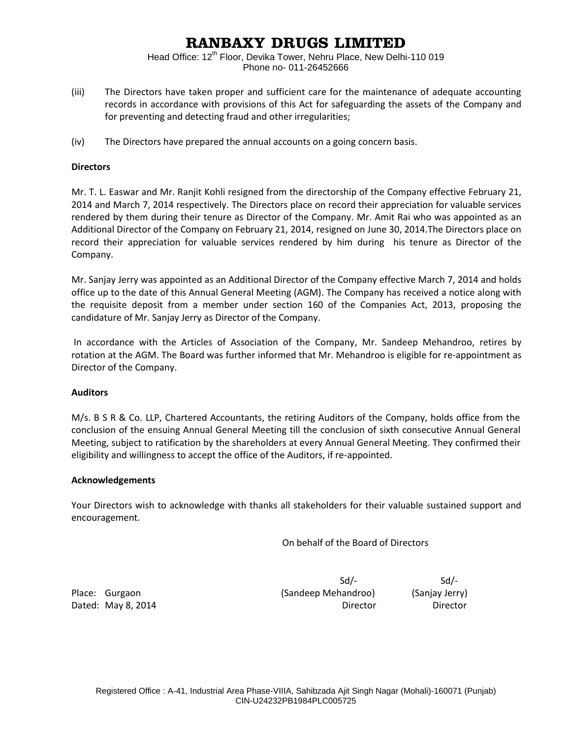(iii) The Directors have taken proper and sufficient care for the maintenance of adequate accounting records in accordance with provisions of this Act for safeguarding the assets of the Company and for preventing and detecting fraud and other irregularities;

(iv) The Directors have prepared the annual accounts on a going concern basis.

**Directors**

Mr. T. L. Easwar and Mr. Ranjit Kohli resigned from the directorship of the Company effective February 21, 2014 and March 7, 2014 respectively. The Directors place on record their appreciation for valuable services rendered by them during their tenure as Director of the Company. Mr. Amit Rai who was appointed as an Additional Director of the Company on February 21, 2014, resigned on June 30, 2014.The Directors place on record their appreciation for valuable services rendered by him during his tenure as Director of the Company.

Mr. Sanjay Jerry was appointed as an Additional Director of the Company effective March 7, 2014 and holds office up to the date of this Annual General Meeting (AGM). The Company has received a notice along with the requisite deposit from a member under section 160 of the Companies Act, 2013, proposing the candidature of Mr. Sanjay Jerry as Director of the Company.

In accordance with the Articles of Association of the Company, Mr. Sandeep Mehandroo, retires by rotation at the AGM. The Board was further informed that Mr. Mehandroo is eligible for re-appointment as Director of the Company.

**Auditors**

M/s. B S R & Co. LLP, Chartered Accountants, the retiring Auditors of the Company, holds office from the conclusion of the ensuing Annual General Meeting till the conclusion of sixth consecutive Annual General Meeting, subject to ratification by the shareholders at every Annual General Meeting. They confirmed their eligibility and willingness to accept the office of the Auditors, if re-appointed.

**Acknowledgements**

Your Directors wish to acknowledge with thanks all stakeholders for their valuable sustained support and encouragement.

On behalf of the Board of Directors

Sd/- Sd/-

Place: Gurgaon (Sandeep Mehandroo) (Sanjay Jerry)

Dated: May 8, 2014 Director Director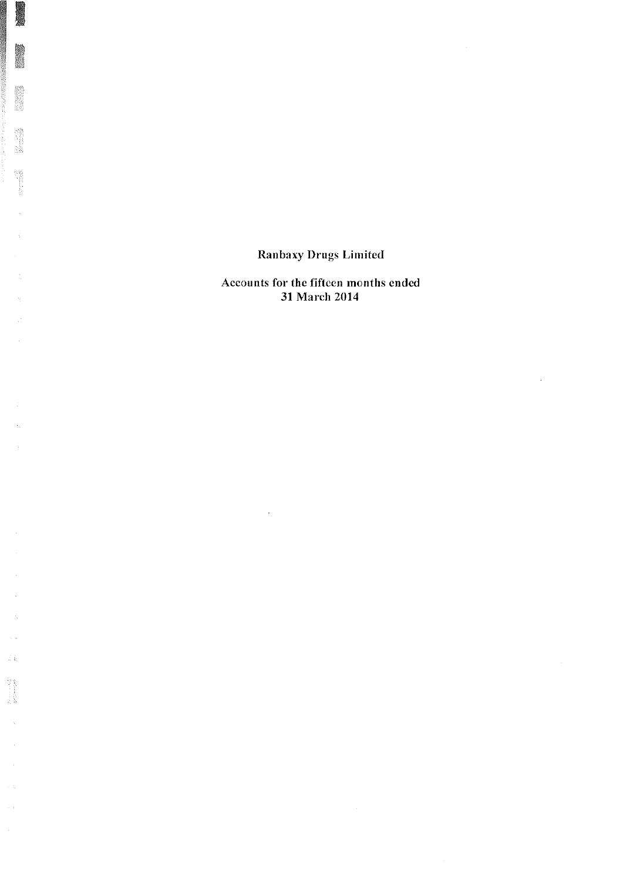# Ranbaxy Drugs Limited

## Accounts for the fifteen months ended 31 March 2014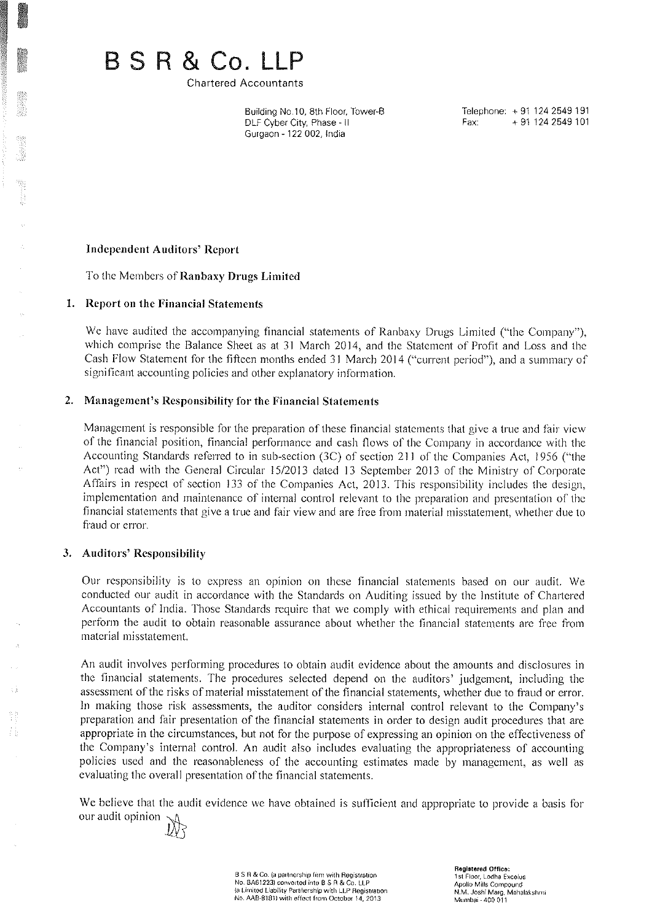# B S R & Co. LLP

Chartered Accountants

Building No.10, 8th Floor, Tower-B
DLF Cyber City, Phase - II
Gurgaon - 122 002, India

Telephone: + 91 124 2549 191
Fax: + 91 124 2549 101

**Independent Auditors' Report**

To the Members of **Ranbaxy Drugs Limited**

## 1. Report on the Financial Statements

We have audited the accompanying financial statements of Ranbaxy Drugs Limited ("the Company"), which comprise the Balance Sheet as at 31 March 2014, and the Statement of Profit and Loss and the Cash Flow Statement for the fifteen months ended 31 March 2014 ("current period"), and a summary of significant accounting policies and other explanatory information.

## 2. Management's Responsibility for the Financial Statements

Management is responsible for the preparation of these financial statements that give a true and fair view of the financial position, financial performance and cash flows of the Company in accordance with the Accounting Standards referred to in sub-section (3C) of section 211 of the Companies Act, 1956 ("the Act") read with the General Circular 15/2013 dated 13 September 2013 of the Ministry of Corporate Affairs in respect of section 133 of the Companies Act, 2013. This responsibility includes the design, implementation and maintenance of internal control relevant to the preparation and presentation of the financial statements that give a true and fair view and are free from material misstatement, whether due to fraud or error.

## 3. Auditors' Responsibility

Our responsibility is to express an opinion on these financial statements based on our audit. We conducted our audit in accordance with the Standards on Auditing issued by the Institute of Chartered Accountants of India. Those Standards require that we comply with ethical requirements and plan and perform the audit to obtain reasonable assurance about whether the financial statements are free from material misstatement.

An audit involves performing procedures to obtain audit evidence about the amounts and disclosures in the financial statements. The procedures selected depend on the auditors' judgement, including the assessment of the risks of material misstatement of the financial statements, whether due to fraud or error. In making those risk assessments, the auditor considers internal control relevant to the Company's preparation and fair presentation of the financial statements in order to design audit procedures that are appropriate in the circumstances, but not for the purpose of expressing an opinion on the effectiveness of the Company's internal control. An audit also includes evaluating the appropriateness of accounting policies used and the reasonableness of the accounting estimates made by management, as well as evaluating the overall presentation of the financial statements.

We believe that the audit evidence we have obtained is sufficient and appropriate to provide a basis for our audit opinion.

B S R & Co. (a partnership firm with Registration No. BA61223) converted into B S R & Co. LLP (a Limited Liability Partnership with LLP Registration No. AAB-8181) with effect from October 14, 2013

**Registered Office:**
1st Floor, Lodha Excelus
Apollo Mills Compound
N.M. Joshi Marg, Mahalakshmi
Mumbai - 400 011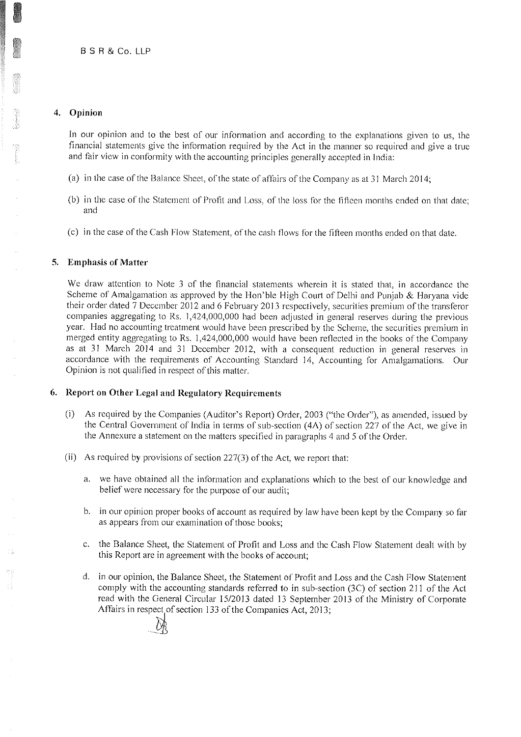B S R & Co. LLP

## 4. Opinion

In our opinion and to the best of our information and according to the explanations given to us, the financial statements give the information required by the Act in the manner so required and give a true and fair view in conformity with the accounting principles generally accepted in India:

(a) in the case of the Balance Sheet, of the state of affairs of the Company as at 31 March 2014;

(b) in the case of the Statement of Profit and Loss, of the loss for the fifteen months ended on that date; and

(c) in the case of the Cash Flow Statement, of the cash flows for the fifteen months ended on that date.

## 5. Emphasis of Matter

We draw attention to Note 3 of the financial statements wherein it is stated that, in accordance the Scheme of Amalgamation as approved by the Hon'ble High Court of Delhi and Punjab & Haryana vide their order dated 7 December 2012 and 6 February 2013 respectively, securities premium of the transferor companies aggregating to Rs. 1,424,000,000 had been adjusted in general reserves during the previous year. Had no accounting treatment would have been prescribed by the Scheme, the securities premium in merged entity aggregating to Rs. 1,424,000,000 would have been reflected in the books of the Company as at 31 March 2014 and 31 December 2012, with a consequent reduction in general reserves in accordance with the requirements of Accounting Standard 14, Accounting for Amalgamations. Our Opinion is not qualified in respect of this matter.

## 6. Report on Other Legal and Regulatory Requirements

(i) As required by the Companies (Auditor's Report) Order, 2003 ("the Order"), as amended, issued by the Central Government of India in terms of sub-section (4A) of section 227 of the Act, we give in the Annexure a statement on the matters specified in paragraphs 4 and 5 of the Order.

(ii) As required by provisions of section 227(3) of the Act, we report that:

a. we have obtained all the information and explanations which to the best of our knowledge and belief were necessary for the purpose of our audit;

b. in our opinion proper books of account as required by law have been kept by the Company so far as appears from our examination of those books;

c. the Balance Sheet, the Statement of Profit and Loss and the Cash Flow Statement dealt with by this Report are in agreement with the books of account;

d. in our opinion, the Balance Sheet, the Statement of Profit and Loss and the Cash Flow Statement comply with the accounting standards referred to in sub-section (3C) of section 211 of the Act read with the General Circular 15/2013 dated 13 September 2013 of the Ministry of Corporate Affairs in respect of section 133 of the Companies Act, 2013;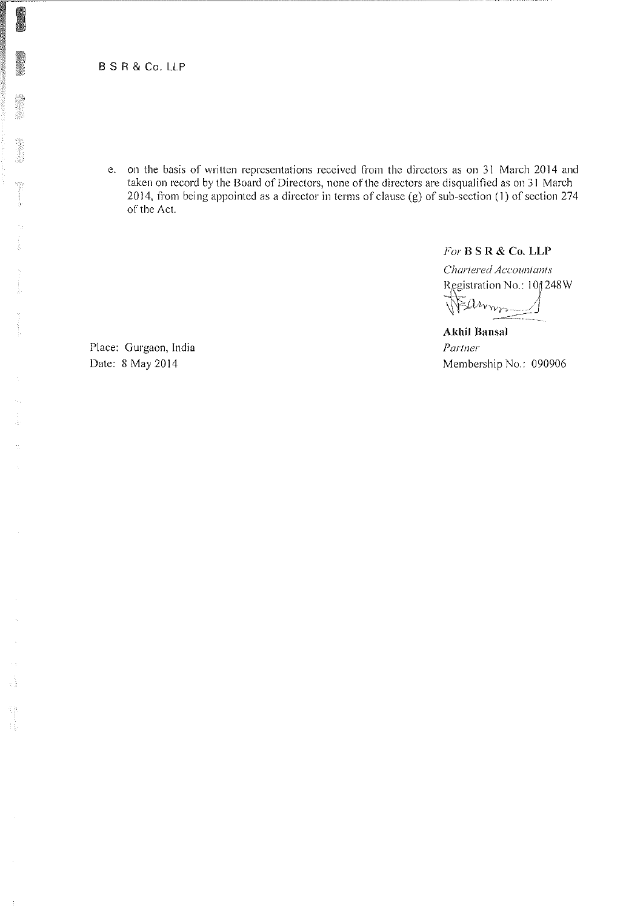B S R & Co. LLP

e. on the basis of written representations received from the directors as on 31 March 2014 and taken on record by the Board of Directors, none of the directors are disqualified as on 31 March 2014, from being appointed as a director in terms of clause (g) of sub-section (1) of section 274 of the Act.

*For* **B S R & Co. LLP**
*Chartered Accountants*
Registration No.: 101248W

**Akhil Bansal**
*Partner*
Membership No.: 090906

Place: Gurgaon, India
Date: 8 May 2014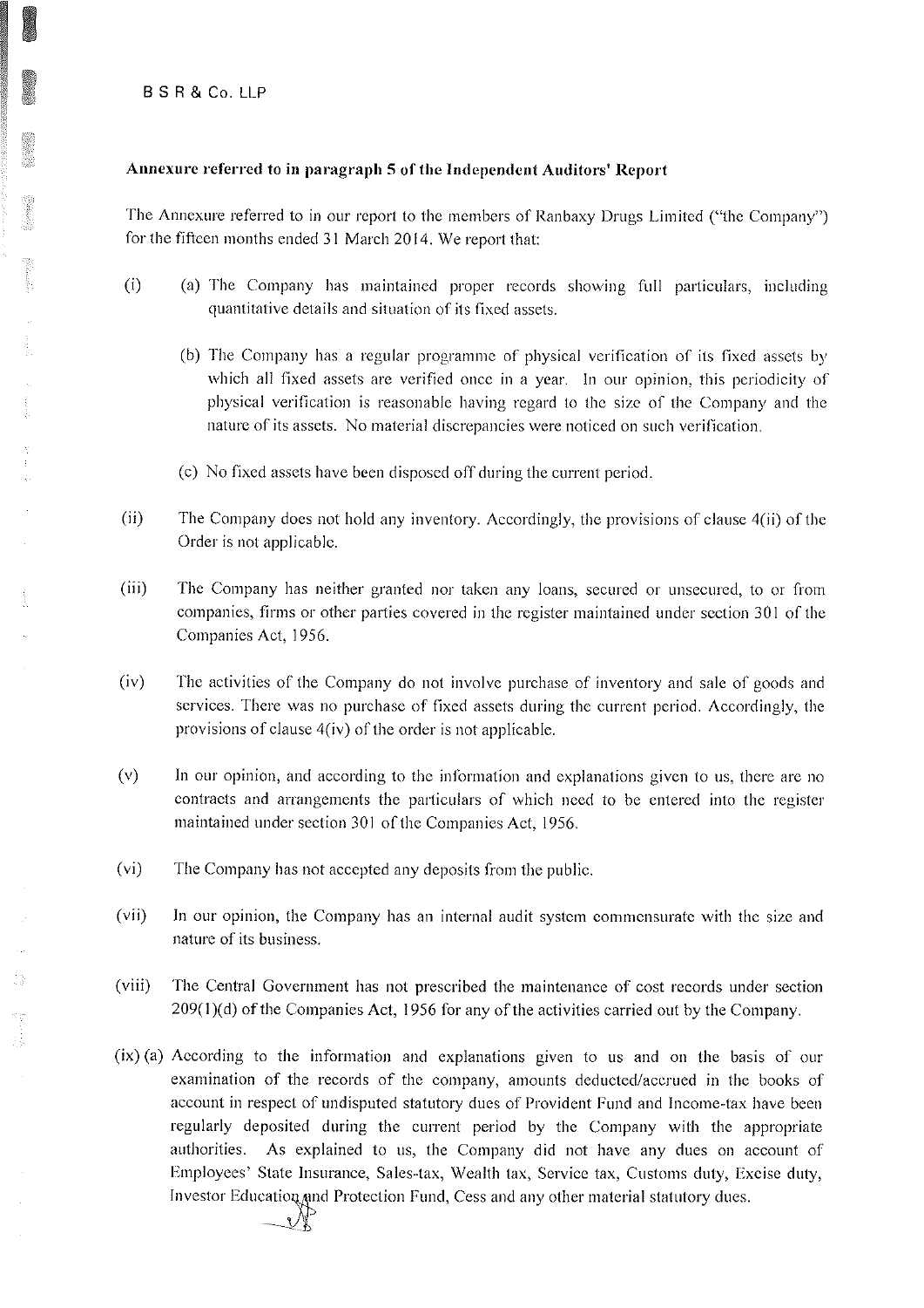B S R & Co. LLP

**Annexure referred to in paragraph 5 of the Independent Auditors' Report**

The Annexure referred to in our report to the members of Ranbaxy Drugs Limited ("the Company") for the fifteen months ended 31 March 2014. We report that:

(i) (a) The Company has maintained proper records showing full particulars, including quantitative details and situation of its fixed assets.

(b) The Company has a regular programme of physical verification of its fixed assets by which all fixed assets are verified once in a year. In our opinion, this periodicity of physical verification is reasonable having regard to the size of the Company and the nature of its assets. No material discrepancies were noticed on such verification.

(c) No fixed assets have been disposed off during the current period.

(ii) The Company does not hold any inventory. Accordingly, the provisions of clause 4(ii) of the Order is not applicable.

(iii) The Company has neither granted nor taken any loans, secured or unsecured, to or from companies, firms or other parties covered in the register maintained under section 301 of the Companies Act, 1956.

(iv) The activities of the Company do not involve purchase of inventory and sale of goods and services. There was no purchase of fixed assets during the current period. Accordingly, the provisions of clause 4(iv) of the order is not applicable.

(v) In our opinion, and according to the information and explanations given to us, there are no contracts and arrangements the particulars of which need to be entered into the register maintained under section 301 of the Companies Act, 1956.

(vi) The Company has not accepted any deposits from the public.

(vii) In our opinion, the Company has an internal audit system commensurate with the size and nature of its business.

(viii) The Central Government has not prescribed the maintenance of cost records under section 209(1)(d) of the Companies Act, 1956 for any of the activities carried out by the Company.

(ix) (a) According to the information and explanations given to us and on the basis of our examination of the records of the company, amounts deducted/accrued in the books of account in respect of undisputed statutory dues of Provident Fund and Income-tax have been regularly deposited during the current period by the Company with the appropriate authorities. As explained to us, the Company did not have any dues on account of Employees' State Insurance, Sales-tax, Wealth tax, Service tax, Customs duty, Excise duty, Investor Education and Protection Fund, Cess and any other material statutory dues.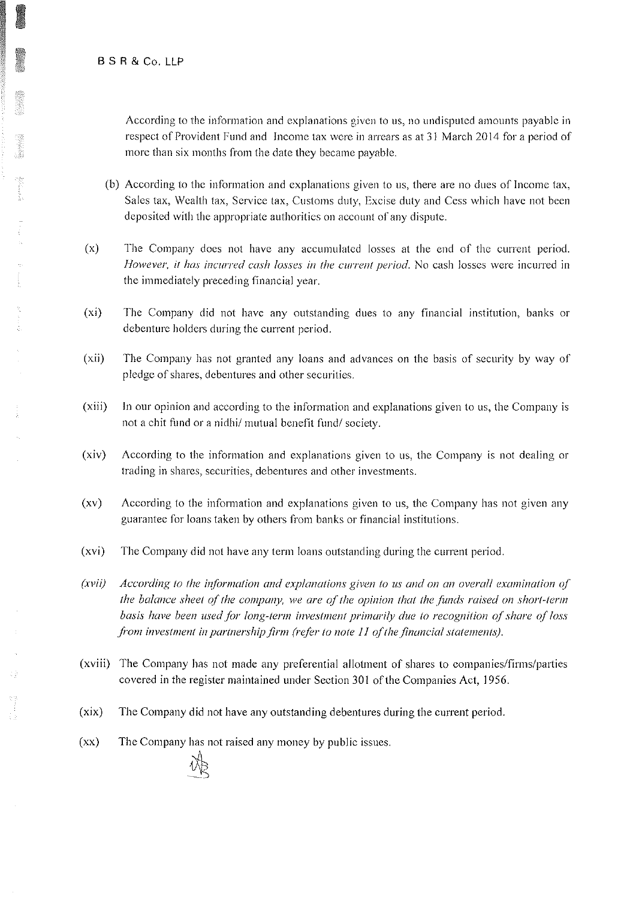According to the information and explanations given to us, no undisputed amounts payable in respect of Provident Fund and Income tax were in arrears as at 31 March 2014 for a period of more than six months from the date they became payable.

(b) According to the information and explanations given to us, there are no dues of Income tax, Sales tax, Wealth tax, Service tax, Customs duty, Excise duty and Cess which have not been deposited with the appropriate authorities on account of any dispute.

(x) The Company does not have any accumulated losses at the end of the current period. *However, it has incurred cash losses in the current period.* No cash losses were incurred in the immediately preceding financial year.

(xi) The Company did not have any outstanding dues to any financial institution, banks or debenture holders during the current period.

(xii) The Company has not granted any loans and advances on the basis of security by way of pledge of shares, debentures and other securities.

(xiii) In our opinion and according to the information and explanations given to us, the Company is not a chit fund or a nidhi/ mutual benefit fund/ society.

(xiv) According to the information and explanations given to us, the Company is not dealing or trading in shares, securities, debentures and other investments.

(xv) According to the information and explanations given to us, the Company has not given any guarantee for loans taken by others from banks or financial institutions.

(xvi) The Company did not have any term loans outstanding during the current period.

*(xvii) According to the information and explanations given to us and on an overall examination of the balance sheet of the company, we are of the opinion that the funds raised on short-term basis have been used for long-term investment primarily due to recognition of share of loss from investment in partnership firm (refer to note 11 of the financial statements).*

(xviii) The Company has not made any preferential allotment of shares to companies/firms/parties covered in the register maintained under Section 301 of the Companies Act, 1956.

(xix) The Company did not have any outstanding debentures during the current period.

(xx) The Company has not raised any money by public issues.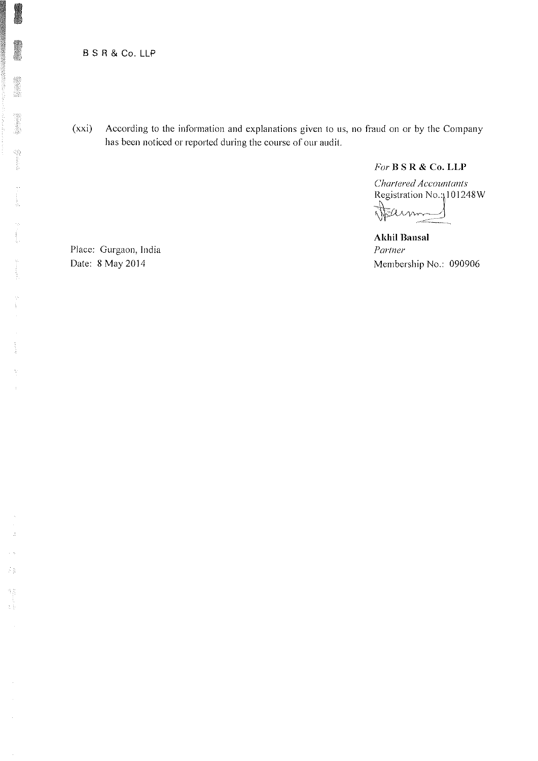B S R & Co. LLP

(xxi) According to the information and explanations given to us, no fraud on or by the Company has been noticed or reported during the course of our audit.

*For* **B S R & Co. LLP**

*Chartered Accountants*
Registration No.: 101248W

**Akhil Bansal**
*Partner*
Membership No.: 090906

Place: Gurgaon, India
Date: 8 May 2014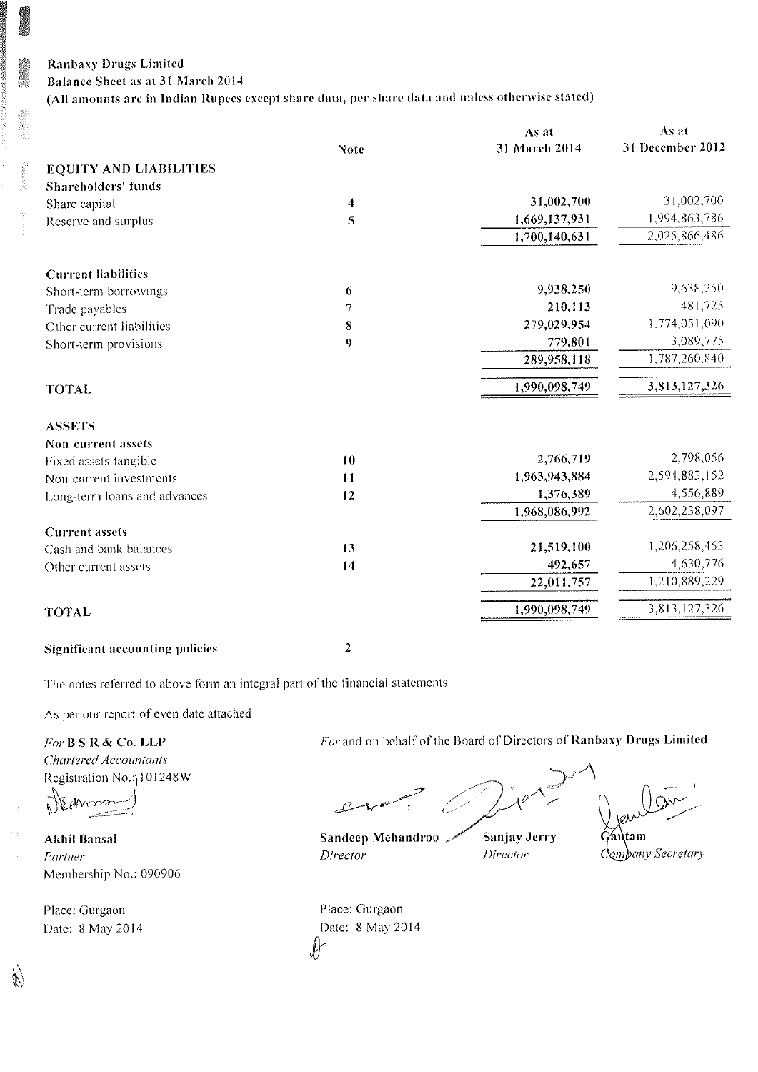Ranbaxy Drugs Limited

Balance Sheet as at 31 March 2014

(All amounts are in Indian Rupees except share data, per share data and unless otherwise stated)

| | Note | As at 31 March 2014 | As at 31 December 2012 |
|---|---|---|---|
| **EQUITY AND LIABILITIES** | | | |
| **Shareholders' funds** | | | |
| Share capital | 4 | 31,002,700 | 31,002,700 |
| Reserve and surplus | 5 | 1,669,137,931 | 1,994,863,786 |
| | | 1,700,140,631 | 2,025,866,486 |
| **Current liabilities** | | | |
| Short-term borrowings | 6 | 9,938,250 | 9,638,250 |
| Trade payables | 7 | 210,113 | 481,725 |
| Other current liabilities | 8 | 279,029,954 | 1,774,051,090 |
| Short-term provisions | 9 | 779,801 | 3,089,775 |
| | | 289,958,118 | 1,787,260,840 |
| **TOTAL** | | 1,990,098,749 | 3,813,127,326 |
| **ASSETS** | | | |
| **Non-current assets** | | | |
| Fixed assets-tangible | 10 | 2,766,719 | 2,798,056 |
| Non-current investments | 11 | 1,963,943,884 | 2,594,883,152 |
| Long-term loans and advances | 12 | 1,376,389 | 4,556,889 |
| | | 1,968,086,992 | 2,602,238,097 |
| **Current assets** | | | |
| Cash and bank balances | 13 | 21,519,100 | 1,206,258,453 |
| Other current assets | 14 | 492,657 | 4,630,776 |
| | | 22,011,757 | 1,210,889,229 |
| **TOTAL** | | 1,990,098,749 | 3,813,127,326 |
| **Significant accounting policies** | 2 | | |

The notes referred to above form an integral part of the financial statements

As per our report of even date attached

*For* **B S R & Co. LLP**
*Chartered Accountants*
Registration No.: 101248W

**Akhil Bansal**
*Partner*
Membership No.: 090906

Place: Gurgaon
Date: 8 May 2014

*For* and on behalf of the Board of Directors of **Ranbaxy Drugs Limited**

**Sandeep Mehandroo** — *Director*
**Sanjay Jerry** — *Director*
**Gautam** — *Company Secretary*

Place: Gurgaon
Date: 8 May 2014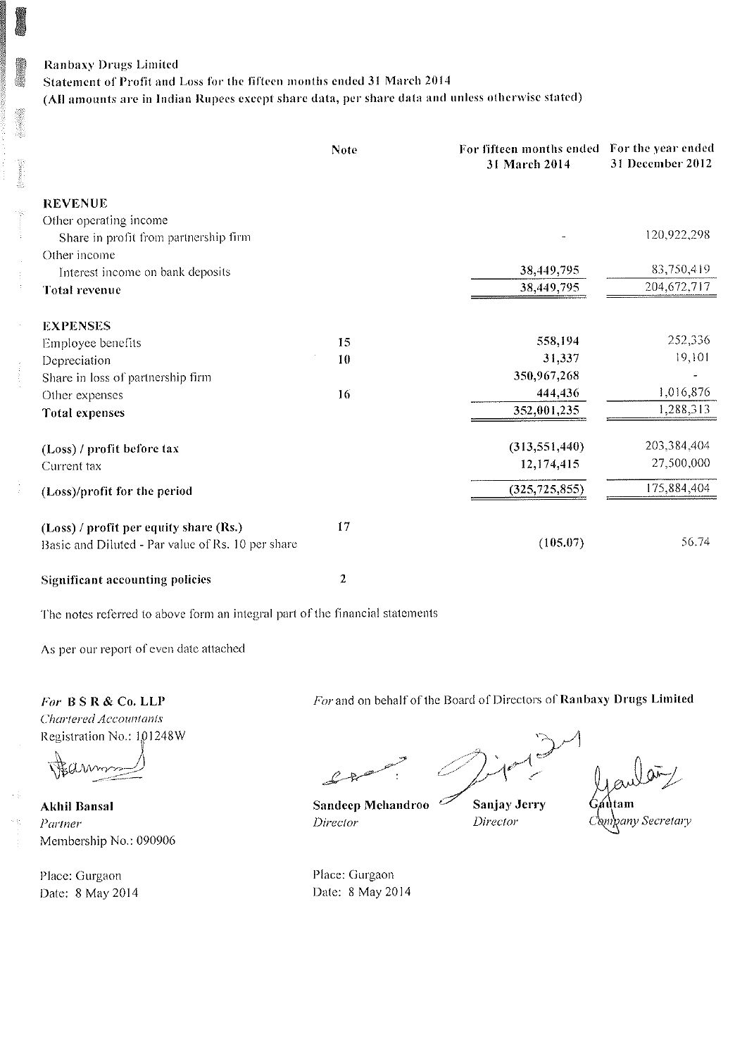Ranbaxy Drugs Limited

Statement of Profit and Loss for the fifteen months ended 31 March 2014

(All amounts are in Indian Rupees except share data, per share data and unless otherwise stated)

| | Note | For fifteen months ended 31 March 2014 | For the year ended 31 December 2012 |
|---|---|---|---|
| **REVENUE** | | | |
| Other operating income | | | |
| Share in profit from partnership firm | | - | 120,922,298 |
| Other income | | | |
| Interest income on bank deposits | | 38,449,795 | 83,750,419 |
| **Total revenue** | | 38,449,795 | 204,672,717 |
| | | | |
| **EXPENSES** | | | |
| Employee benefits | 15 | 558,194 | 252,336 |
| Depreciation | 10 | 31,337 | 19,101 |
| Share in loss of partnership firm | | 350,967,268 | - |
| Other expenses | 16 | 444,436 | 1,016,876 |
| **Total expenses** | | 352,001,235 | 1,288,313 |
| | | | |
| **(Loss) / profit before tax** | | (313,551,440) | 203,384,404 |
| Current tax | | 12,174,415 | 27,500,000 |
| **(Loss)/profit for the period** | | (325,725,855) | 175,884,404 |
| | | | |
| **(Loss) / profit per equity share (Rs.)** | 17 | | |
| Basic and Diluted - Par value of Rs. 10 per share | | (105.07) | 56.74 |
| | | | |
| **Significant accounting policies** | 2 | | |

The notes referred to above form an integral part of the financial statements

As per our report of even date attached

*For* **B S R & Co. LLP**
*Chartered Accountants*
Registration No.: 101248W

**Akhil Bansal**
*Partner*
Membership No.: 090906

Place: Gurgaon
Date: 8 May 2014

*For* and on behalf of the Board of Directors of **Ranbaxy Drugs Limited**

**Sandeep Mehandroo**
*Director*

**Sanjay Jerry**
*Director*

**Gautam**
*Company Secretary*

Place: Gurgaon
Date: 8 May 2014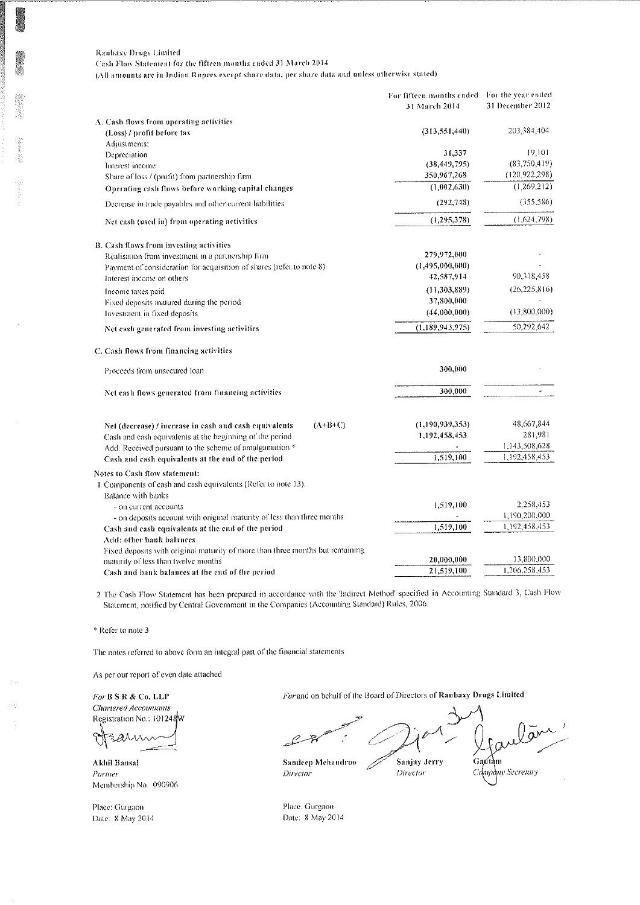Ranbaxy Drugs Limited

Cash Flow Statement for the fifteen months ended 31 March 2014

(All amounts are in Indian Rupees except share data, per share data and unless otherwise stated)

| | For fifteen months ended 31 March 2014 | For the year ended 31 December 2012 |
|---|---|---|
| **A. Cash flows from operating activities** | | |
| (Loss) / profit before tax | (313,551,440) | 203,384,404 |
| Adjustments: | | |
| Depreciation | 31,337 | 19,101 |
| Interest income | (38,449,795) | (83,750,419) |
| Share of loss / (profit) from partnership firm | 350,967,268 | (120,922,298) |
| **Operating cash flows before working capital changes** | (1,002,630) | (1,269,212) |
| Decrease in trade payables and other current liabilities | (292,748) | (355,586) |
| **Net cash (used in) from operating activities** | (1,295,378) | (1,624,798) |
| **B. Cash flows from investing activities** | | |
| Realisation from investment in a partnership firm | 279,972,000 | - |
| Payment of consideration for acquisition of shares (refer to note 8) | (1,495,000,000) | - |
| Interest income on others | 42,587,914 | 90,318,458 |
| Income taxes paid | (11,303,889) | (26,225,816) |
| Fixed deposits matured during the period | 37,800,000 | - |
| Investment in fixed deposits | (44,000,000) | (13,800,000) |
| **Net cash generated from investing activities** | (1,189,943,975) | 50,292,642 |
| **C. Cash flows from financing activities** | | |
| Proceeds from unsecured loan | 300,000 | - |
| **Net cash flows generated from financing activities** | 300,000 | - |
| **Net (decrease) / increase in cash and cash equivalents (A+B+C)** | (1,190,939,353) | 48,667,844 |
| Cash and cash equivalents at the beginning of the period | 1,192,458,453 | 281,981 |
| Add: Received pursuant to the scheme of amalgamation * | - | 1,143,508,628 |
| **Cash and cash equivalents at the end of the period** | 1,519,100 | 1,192,458,453 |
| **Notes to Cash flow statement:** | | |
| 1 Components of cash and cash equivalents (Refer to note 13). | | |
| Balance with banks | | |
| - on current accounts | 1,519,100 | 2,258,453 |
| - on deposits account with original maturity of less than three months | - | 1,190,200,000 |
| **Cash and cash equivalents at the end of the period** | 1,519,100 | 1,192,458,453 |
| **Add: other bank balances** | | |
| Fixed deposits with original maturity of more than three months but remaining maturity of less than twelve months | 20,000,000 | 13,800,000 |
| **Cash and bank balances at the end of the period** | 21,519,100 | 1,206,258,453 |

2 The Cash Flow Statement has been prepared in accordance with the 'Indirect Method' specified in Accounting Standard 3, Cash Flow Statement, notified by Central Government in the Companies (Accounting Standard) Rules, 2006.

\* Refer to note 3

The notes referred to above form an integral part of the financial statements

As per our report of even date attached

For **B S R & Co. LLP**
*Chartered Accountants*
Registration No.: 101248W

**Akhil Bansal**
*Partner*
Membership No.: 090906

Place: Gurgaon
Date: 8 May 2014

For and on behalf of the Board of Directors of **Ranbaxy Drugs Limited**

**Sandeep Mehandroo**
*Director*

**Sanjay Jerry**
*Director*

**Gautam**
*Company Secretary*

Place: Gurgaon
Date: 8 May 2014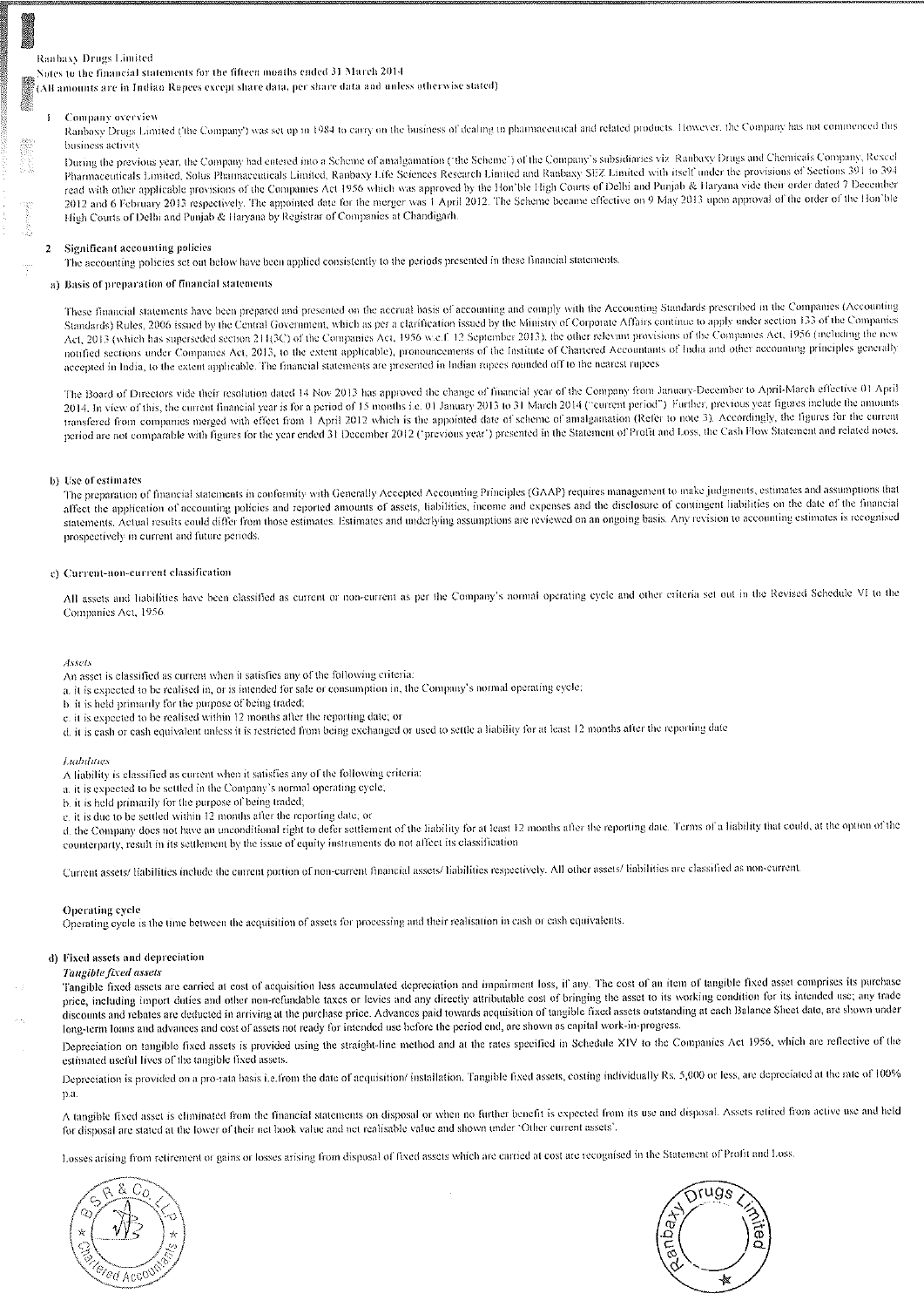Ranbaxy Drugs Limited
Notes to the financial statements for the fifteen months ended 31 March 2014
(All amounts are in Indian Rupees except share data, per share data and unless otherwise stated)

## 1 Company overview

Ranbaxy Drugs Limited ('the Company') was set up in 1984 to carry on the business of dealing in pharmaceutical and related products. However, the Company has not commenced this business activity.

During the previous year, the Company had entered into a Scheme of amalgamation ('the Scheme') of the Company's subsidiaries viz. Ranbaxy Drugs and Chemicals Company, Rexcel Pharmaceuticals Limited, Solus Pharmaceuticals Limited, Ranbaxy Life Sciences Research Limited and Ranbaxy SEZ Limited with itself under the provisions of Sections 391 to 394 read with other applicable provisions of the Companies Act 1956 which was approved by the Hon'ble High Courts of Delhi and Punjab & Haryana vide their order dated 7 December 2012 and 6 February 2013 respectively. The appointed date for the merger was 1 April 2012. The Scheme became effective on 9 May 2013 upon approval of the order of the Hon'ble High Courts of Delhi and Punjab & Haryana by Registrar of Companies at Chandigarh.

## 2 Significant accounting policies

The accounting policies set out below have been applied consistently to the periods presented in these financial statements.

### a) Basis of preparation of financial statements

These financial statements have been prepared and presented on the accrual basis of accounting and comply with the Accounting Standards prescribed in the Companies (Accounting Standards) Rules, 2006 issued by the Central Government, which as per a clarification issued by the Ministry of Corporate Affairs continue to apply under section 133 of the Companies Act, 2013 (which has superseded section 211(3C) of the Companies Act, 1956 w.e.f. 12 September 2013), the other relevant provisions of the Companies Act, 1956 (including the new notified sections under Companies Act, 2013, to the extent applicable), pronouncements of the Institute of Chartered Accountants of India and other accounting principles generally accepted in India, to the extent applicable. The financial statements are presented in Indian rupees rounded off to the nearest rupees.

The Board of Directors vide their resolution dated 14 Nov 2013 has approved the change of financial year of the Company from January-December to April-March effective 01 April 2014. In view of this, the current financial year is for a period of 15 months i.e. 01 January 2013 to 31 March 2014 ("current period"). Further, previous year figures include the amounts transferred from companies merged with effect from 1 April 2012 which is the appointed date of scheme of amalgamation (Refer to note 3). Accordingly, the figures for the current period are not comparable with figures for the year ended 31 December 2012 ('previous year') presented in the Statement of Profit and Loss, the Cash Flow Statement and related notes.

### b) Use of estimates

The preparation of financial statements in conformity with Generally Accepted Accounting Principles (GAAP) requires management to make judgments, estimates and assumptions that affect the application of accounting policies and reported amounts of assets, liabilities, income and expenses and the disclosure of contingent liabilities on the date of the financial statements. Actual results could differ from those estimates. Estimates and underlying assumptions are reviewed on an ongoing basis. Any revision to accounting estimates is recognised prospectively in current and future periods.

### c) Current-non-current classification

All assets and liabilities have been classified as current or non-current as per the Company's normal operating cycle and other criteria set out in the Revised Schedule VI to the Companies Act, 1956.

*Assets*

An asset is classified as current when it satisfies any of the following criteria:

a. it is expected to be realised in, or is intended for sale or consumption in, the Company's normal operating cycle;
b. it is held primarily for the purpose of being traded;
c. it is expected to be realised within 12 months after the reporting date; or
d. it is cash or cash equivalent unless it is restricted from being exchanged or used to settle a liability for at least 12 months after the reporting date.

*Liabilities*

A liability is classified as current when it satisfies any of the following criteria:

a. it is expected to be settled in the Company's normal operating cycle;
b. it is held primarily for the purpose of being traded;
c. it is due to be settled within 12 months after the reporting date; or
d. the Company does not have an unconditional right to defer settlement of the liability for at least 12 months after the reporting date. Terms of a liability that could, at the option of the counterparty, result in its settlement by the issue of equity instruments do not affect its classification.

Current assets/ liabilities include the current portion of non-current financial assets/ liabilities respectively. All other assets/ liabilities are classified as non-current.

**Operating cycle**

Operating cycle is the time between the acquisition of assets for processing and their realisation in cash or cash equivalents.

### d) Fixed assets and depreciation

*Tangible fixed assets*

Tangible fixed assets are carried at cost of acquisition less accumulated depreciation and impairment loss, if any. The cost of an item of tangible fixed asset comprises its purchase price, including import duties and other non-refundable taxes or levies and any directly attributable cost of bringing the asset to its working condition for its intended use; any trade discounts and rebates are deducted in arriving at the purchase price. Advances paid towards acquisition of tangible fixed assets outstanding at each Balance Sheet date, are shown under long-term loans and advances and cost of assets not ready for intended use before the period end, are shown as capital work-in-progress.

Depreciation on tangible fixed assets is provided using the straight-line method and at the rates specified in Schedule XIV to the Companies Act 1956, which are reflective of the estimated useful lives of the tangible fixed assets.

Depreciation is provided on a pro-rata basis i.e.from the date of acquisition/ installation. Tangible fixed assets, costing individually Rs. 5,000 or less, are depreciated at the rate of 100% p.a.

A tangible fixed asset is eliminated from the financial statements on disposal or when no further benefit is expected from its use and disposal. Assets retired from active use and held for disposal are stated at the lower of their net book value and net realisable value and shown under 'Other current assets'.

Losses arising from retirement or gains or losses arising from disposal of fixed assets which are carried at cost are recognised in the Statement of Profit and Loss.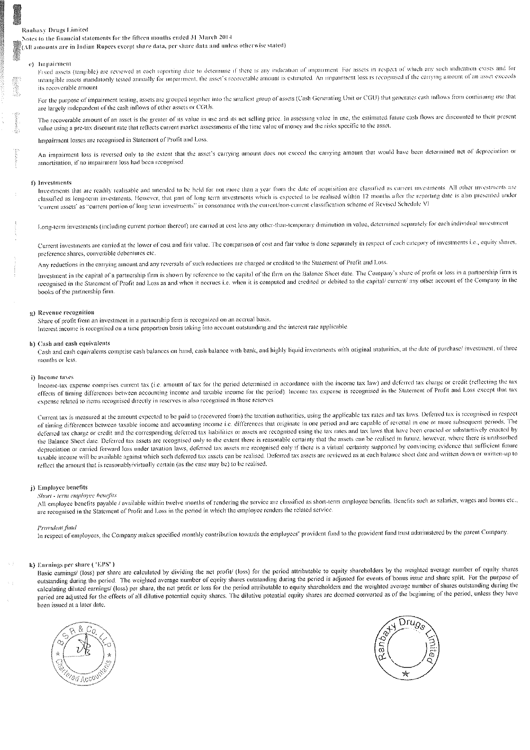Ranbaxy Drugs Limited
Notes to the financial statements for the fifteen months ended 31 March 2014
(All amounts are in Indian Rupees except share data, per share data and unless otherwise stated)

**e) Impairment**

Fixed assets (tangible) are reviewed at each reporting date to determine if there is any indication of impairment. For assets in respect of which any such indication exists and for intangible assets mandatorily tested annually for impairment, the asset's recoverable amount is estimated. An impairment loss is recognised if the carrying amount of an asset exceeds its recoverable amount.

For the purpose of impairment testing, assets are grouped together into the smallest group of assets (Cash Generating Unit or CGU) that generates cash inflows from continuing use that are largely independent of the cash inflows of other assets or CGUs.

The recoverable amount of an asset is the greater of its value in use and its net selling price. In assessing value in use, the estimated future cash flows are discounted to their present value using a pre-tax discount rate that reflects current market assessments of the time value of money and the risks specific to the asset.

Impairment losses are recognised in Statement of Profit and Loss.

An impairment loss is reversed only to the extent that the asset's carrying amount does not exceed the carrying amount that would have been determined net of depreciation or amortisation, if no impairment loss had been recognised.

**f) Investments**

Investments that are readily realisable and intended to be held for not more than a year from the date of acquisition are classified as current investments. All other investments are classified as long-term investments. However, that part of long term investments which is expected to be realised within 12 months after the reporting date is also presented under 'current assets' as "current portion of long term investments" in consonance with the current/non-current classification scheme of Revised Schedule VI.

Long-term investments (including current portion thereof) are carried at cost less any other-than-temporary diminution in value, determined separately for each individual investment.

Current investments are carried at the lower of cost and fair value. The comparison of cost and fair value is done separately in respect of each category of investments i.e., equity shares, preference shares, convertible debentures etc.

Any reductions in the carrying amount and any reversals of such reductions are charged or credited to the Statement of Profit and Loss.

Investment in the capital of a partnership firm is shown by reference to the capital of the firm on the Balance Sheet date. The Company's share of profit or loss in a partnership firm is recognised in the Statement of Profit and Loss as and when it accrues i.e. when it is computed and credited or debited to the capital/ current/ any other account of the Company in the books of the partnership firm.

**g) Revenue recognition**

Share of profit from an investment in a partnership firm is recognized on an accrual basis.
Interest income is recognised on a time proportion basis taking into account outstanding and the interest rate applicable.

**h) Cash and cash equivalents**

Cash and cash equivalents comprise cash balances on hand, cash balance with bank, and highly liquid investments with original maturities, at the date of purchase/ investment, of three months or less.

**i) Income taxes**

Income-tax expense comprises current tax (i.e. amount of tax for the period determined in accordance with the income tax law) and deferred tax charge or credit (reflecting the tax effects of timing differences between accounting income and taxable income for the period). Income tax expense is recognised in the Statement of Profit and Loss except that tax expense related to items recognised directly in reserves is also recognised in those reserves.

Current tax is measured at the amount expected to be paid to (recovered from) the taxation authorities, using the applicable tax rates and tax laws. Deferred tax is recognised in respect of timing differences between taxable income and accounting income i.e. differences that originate in one period and are capable of reversal in one or more subsequent periods. The deferred tax charge or credit and the corresponding deferred tax liabilities or assets are recognised using the tax rates and tax laws that have been enacted or substantively enacted by the Balance Sheet date. Deferred tax assets are recognised only to the extent there is reasonable certainty that the assets can be realised in future, however, where there is unabsorbed depreciation or carried forward loss under taxation laws, deferred tax assets are recognised only if there is a virtual certainty supported by convincing evidence that sufficient future taxable income will be available against which such deferred tax assets can be realised. Deferred tax assets are reviewed as at each balance sheet date and written down or written-up to reflect the amount that is reasonably/virtually certain (as the case may be) to be realised.

**j) Employee benefits**

*Short - term employee benefits*

All employee benefits payable / available within twelve months of rendering the service are classified as short-term employee benefits. Benefits such as salaries, wages and bonus etc., are recognised in the Statement of Profit and Loss in the period in which the employee renders the related service.

*Provident fund*

In respect of employees, the Company makes specified monthly contribution towards the employees' provident fund to the provident fund trust administered by the parent Company.

**k) Earnings per share ('EPS')**

Basic earnings/ (loss) per share are calculated by dividing the net profit/ (loss) for the period attributable to equity shareholders by the weighted average number of equity shares outstanding during the period. The weighted average number of equity shares outstanding during the period is adjusted for events of bonus issue and share split. For the purpose of calculating diluted earnings/ (loss) per share, the net profit or loss for the period attributable to equity shareholders and the weighted average number of shares outstanding during the period are adjusted for the effects of all dilutive potential equity shares. The dilutive potential equity shares are deemed converted as of the beginning of the period, unless they have been issued at a later date.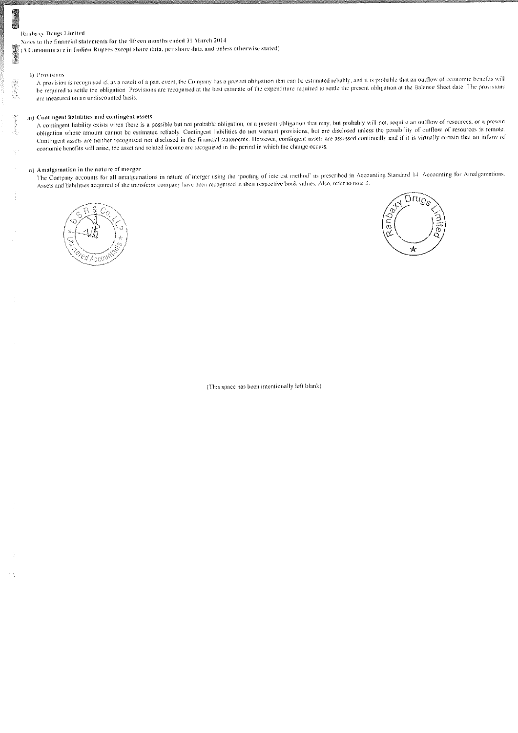Ranbaxy Drugs Limited

Notes to the financial statements for the fifteen months ended 31 March 2014

(All amounts are in Indian Rupees except share data, per share data and unless otherwise stated)

**l) Provisions**

A provision is recognised if, as a result of a past event, the Company has a present obligation that can be estimated reliably, and it is probable that an outflow of economic benefits will be required to settle the obligation. Provisions are recognised at the best estimate of the expenditure required to settle the present obligation at the Balance Sheet date. The provisions are measured on an undiscounted basis.

**m) Contingent liabilities and contingent assets**

A contingent liability exists when there is a possible but not probable obligation, or a present obligation that may, but probably will not, require an outflow of resources, or a present obligation whose amount cannot be estimated reliably. Contingent liabilities do not warrant provisions, but are disclosed unless the possibility of outflow of resources is remote. Contingent assets are neither recognised nor disclosed in the financial statements. However, contingent assets are assessed continually and if it is virtually certain that an inflow of economic benefits will arise, the asset and related income are recognised in the period in which the change occurs.

**n) Amalgamation in the nature of merger**

The Company accounts for all amalgamations in nature of merger using the 'pooling of interest method' as prescribed in Accounting Standard 14 'Accounting for Amalgamations'. Assets and liabilities acquired of the transferor company have been recognised at their respective book values. Also, refer to note 3.

(This space has been intentionally left blank)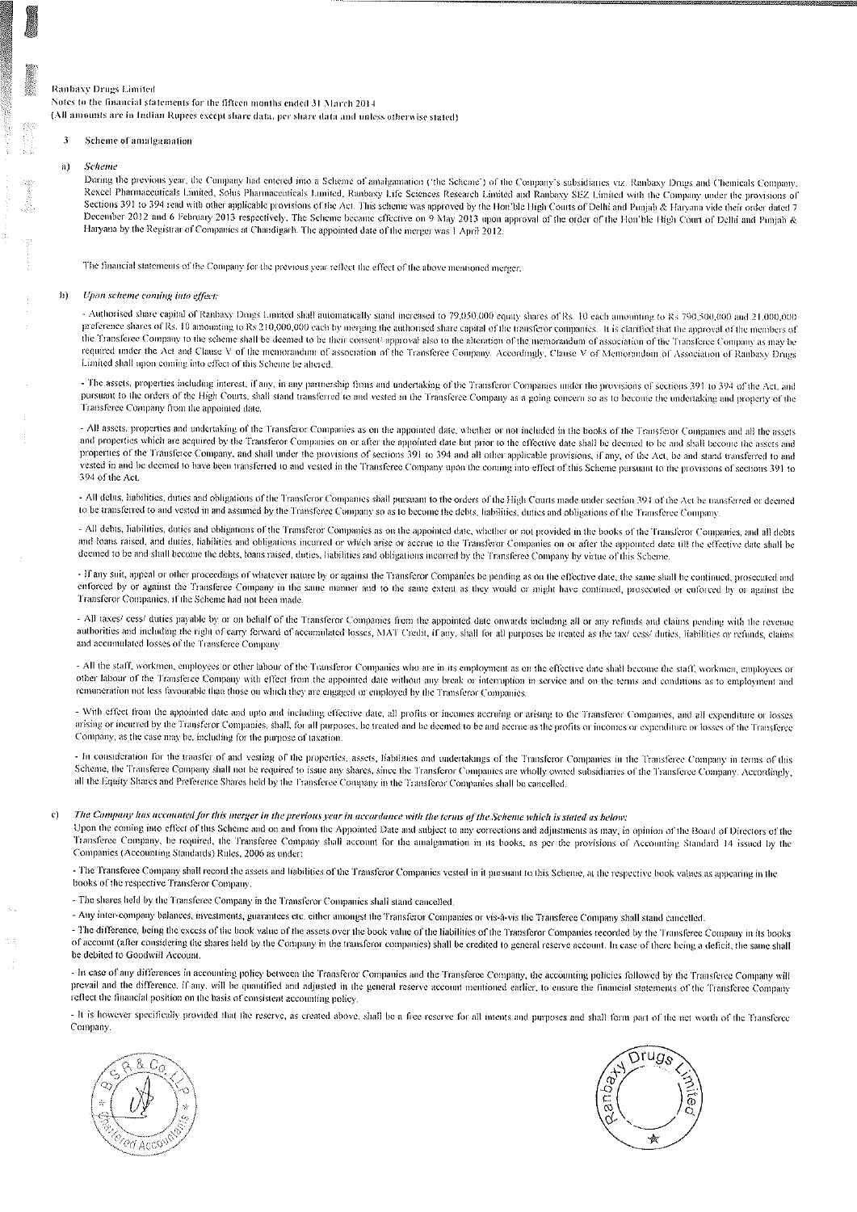Ranbaxy Drugs Limited
Notes to the financial statements for the fifteen months ended 31 March 2014
(All amounts are in Indian Rupees except share data, per share data and unless otherwise stated)

## 3 Scheme of amalgamation

### a) *Scheme*

During the previous year, the Company had entered into a Scheme of amalgamation ('the Scheme') of the Company's subsidiaries viz. Ranbaxy Drugs and Chemicals Company, Rexcel Pharmaceuticals Limited, Solus Pharmaceuticals Limited, Ranbaxy Life Sciences Research Limited and Ranbaxy SEZ Limited with the Company under the provisions of Sections 391 to 394 read with other applicable provisions of the Act. This scheme was approved by the Hon'ble High Courts of Delhi and Punjab & Haryana vide their order dated 7 December 2012 and 6 February 2013 respectively. The Scheme became effective on 9 May 2013 upon approval of the order of the Hon'ble High Court of Delhi and Punjab & Haryana by the Registrar of Companies at Chandigarh. The appointed date of the merger was 1 April 2012.

The financial statements of the Company for the previous year reflect the effect of the above mentioned merger.

### b) *Upon scheme coming into effect:*

- Authorised share capital of Ranbaxy Drugs Limited shall automatically stand increased to 79,050,000 equity shares of Rs. 10 each amounting to Rs 790,500,000 and 21,000,000 preference shares of Rs. 10 amounting to Rs 210,000,000 each by merging the authorised share capital of the transferor companies. It is clarified that the approval of the members of the Transferee Company to the scheme shall be deemed to be their consent/ approval also to the alteration of the memorandum of association of the Transferee Company as may be required under the Act and Clause V of the memorandum of association of the Transferee Company. Accordingly, Clause V of Memorandum of Association of Ranbaxy Drugs Limited shall upon coming into effect of this Scheme be altered.

- The assets, properties including interest, if any, in any partnership firms and undertaking of the Transferor Companies under the provisions of sections 391 to 394 of the Act, and pursuant to the orders of the High Courts, shall stand transferred to and vested in the Transferee Company as a going concern so as to become the undertaking and property of the Transferee Company from the appointed date.

- All assets, properties and undertaking of the Transferor Companies as on the appointed date, whether or not included in the books of the Transferor Companies and all the assets and properties which are acquired by the Transferor Companies on or after the appointed date but prior to the effective date shall be deemed to be and shall become the assets and properties of the Transferee Company, and shall under the provisions of sections 391 to 394 and all other applicable provisions, if any, of the Act, be and stand transferred to and vested in and be deemed to have been transferred to and vested in the Transferee Company upon the coming into effect of this Scheme pursuant to the provisions of sections 391 to 394 of the Act.

- All debts, liabilities, duties and obligations of the Transferor Companies shall pursuant to the orders of the High Courts made under section 394 of the Act be transferred or deemed to be transferred to and vested in and assumed by the Transferee Company so as to become the debts, liabilities, duties and obligations of the Transferee Company.

- All debts, liabilities, duties and obligations of the Transferor Companies as on the appointed date, whether or not provided in the books of the Transferor Companies, and all debts and loans raised, and duties, liabilities and obligations incurred or which arise or accrue to the Transferor Companies on or after the appointed date till the effective date shall be deemed to be and shall become the debts, loans raised, duties, liabilities and obligations incurred by the Transferee Company by virtue of this Scheme.

- If any suit, appeal or other proceedings of whatever nature by or against the Transferor Companies be pending as on the effective date, the same shall be continued, prosecuted and enforced by or against the Transferee Company in the same manner and to the same extent as they would or might have continued, prosecuted or enforced by or against the Transferor Companies, if the Scheme had not been made.

- All taxes/ cess/ duties payable by or on behalf of the Transferor Companies from the appointed date onwards including all or any refunds and claims pending with the revenue authorities and including the right of carry forward of accumulated losses, MAT Credit, if any, shall for all purposes be treated as the tax/ cess/ duties, liabilities or refunds, claims and accumulated losses of the Transferee Company.

- All the staff, workmen, employees or other labour of the Transferor Companies who are in its employment as on the effective date shall become the staff, workmen, employees or other labour of the Transferee Company with effect from the appointed date without any break or interruption in service and on the terms and conditions as to employment and remuneration not less favourable than those on which they are engaged or employed by the Transferor Companies.

- With effect from the appointed date and upto and including effective date, all profits or incomes accruing or arising to the Transferor Companies, and all expenditure or losses arising or incurred by the Transferor Companies, shall, for all purposes, be treated and be deemed to be and accrue as the profits or incomes or expenditure or losses of the Transferee Company, as the case may be, including for the purpose of taxation.

- In consideration for the transfer of and vesting of the properties, assets, liabilities and undertakings of the Transferor Companies in the Transferee Company in terms of this Scheme, the Transferee Company shall not be required to issue any shares, since the Transferor Companies are wholly owned subsidiaries of the Transferee Company. Accordingly, all the Equity Shares and Preference Shares held by the Transferee Company in the Transferor Companies shall be cancelled.

### c) *The Company has accounted for this merger in the previous year in accordance with the terms of the Scheme which is stated as below:*

Upon the coming into effect of this Scheme and on and from the Appointed Date and subject to any corrections and adjustments as may, in opinion of the Board of Directors of the Transferee Company, be required, the Transferee Company shall account for the amalgamation in its books, as per the provisions of Accounting Standard 14 issued by the Companies (Accounting Standards) Rules, 2006 as under:

- The Transferee Company shall record the assets and liabilities of the Transferor Companies vested in it pursuant to this Scheme, at the respective book values as appearing in the books of the respective Transferor Company.

- The shares held by the Transferee Company in the Transferor Companies shall stand cancelled.

- Any inter-company balances, investments, guarantees etc. either amongst the Transferor Companies or vis-à-vis the Transferee Company shall stand cancelled.

- The difference, being the excess of the book value of the assets over the book value of the liabilities of the Transferor Companies recorded by the Transferee Company in its books of account (after considering the shares held by the Company in the transferor companies) shall be credited to general reserve account. In case of there being a deficit, the same shall be debited to Goodwill Account.

- In case of any differences in accounting policy between the Transferor Companies and the Transferee Company, the accounting policies followed by the Transferee Company will prevail and the difference, if any, will be quantified and adjusted in the general reserve account mentioned earlier, to ensure the financial statements of the Transferee Company reflect the financial position on the basis of consistent accounting policy.

- It is however specifically provided that the reserve, as created above, shall be a free reserve for all intents and purposes and shall form part of the net worth of the Transferee Company.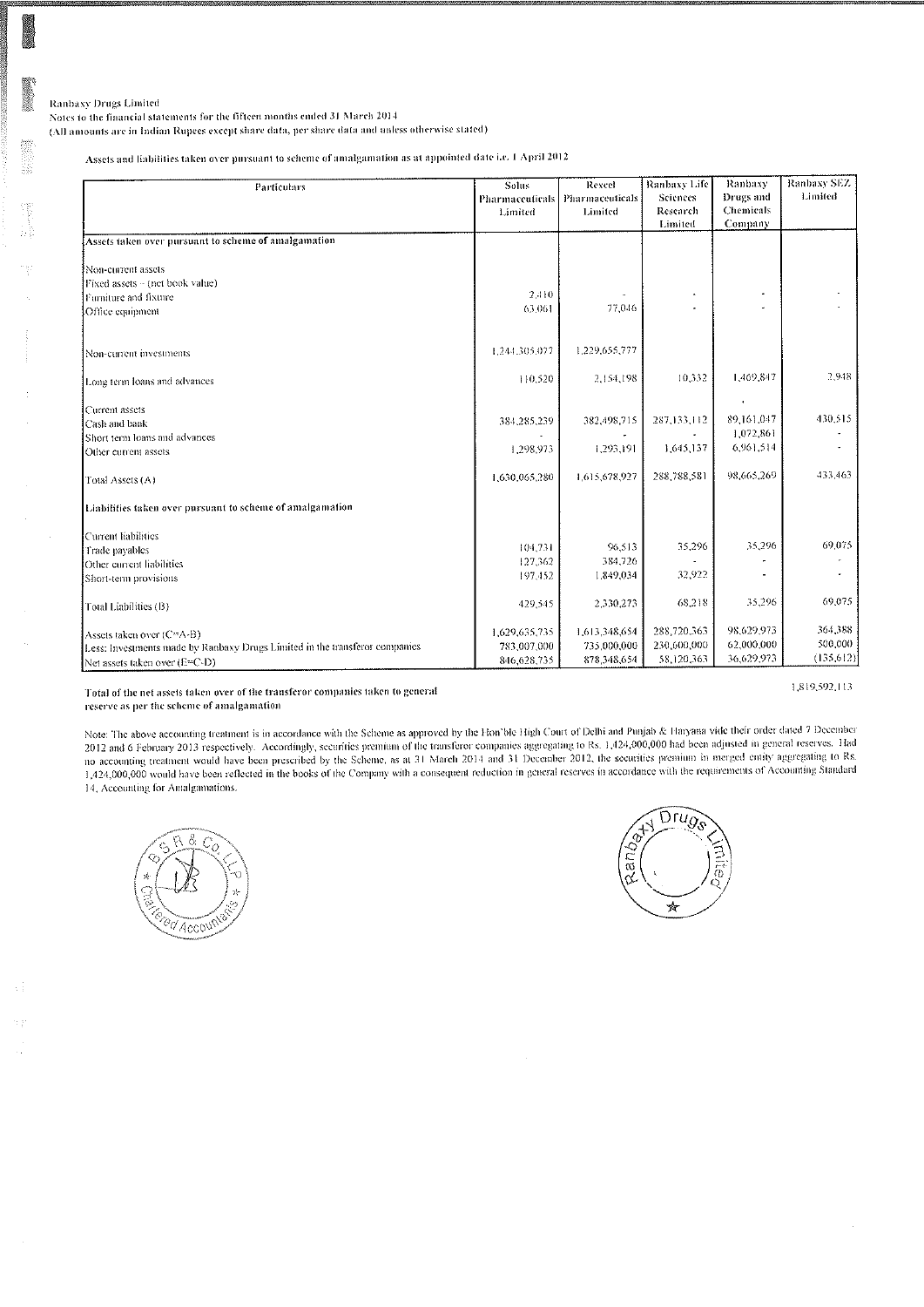Ranbaxy Drugs Limited
Notes to the financial statements for the fifteen months ended 31 March 2014
(All amounts are in Indian Rupees except share data, per share data and unless otherwise stated)

Assets and liabilities taken over pursuant to scheme of amalgamation as at appointed date i.e. 1 April 2012

| Particulars | Solus Pharmaceuticals Limited | Rexcel Pharmaceuticals Limited | Ranbaxy Life Sciences Research Limited | Ranbaxy Drugs and Chemicals Company | Ranbaxy SEZ Limited |
|---|---|---|---|---|---|
| **Assets taken over pursuant to scheme of amalgamation** | | | | | |
| Non-current assets | | | | | |
| Fixed assets – (net book value) | | | | | |
| Furniture and fixture | 2,410 | - | - | - | - |
| Office equipment | 63,061 | 77,046 | - | - | - |
| Non-current investments | 1,244,305,077 | 1,229,655,777 | | | |
| Long term loans and advances | 110,520 | 2,154,198 | 10,332 | 1,469,847 | 2,948 |
| Current assets | | | | | |
| Cash and bank | 384,285,239 | 382,498,715 | 287,133,112 | 89,161,047 | 430,515 |
| Short term loans and advances | - | - | - | 1,072,861 | - |
| Other current assets | 1,298,973 | 1,293,191 | 1,645,137 | 6,961,514 | - |
| Total Assets (A) | 1,630,065,280 | 1,615,678,927 | 288,788,581 | 98,665,269 | 433,463 |
| **Liabilities taken over pursuant to scheme of amalgamation** | | | | | |
| Current liabilities | | | | | |
| Trade payables | 104,731 | 96,513 | 35,296 | 35,296 | 69,075 |
| Other current liabilities | 127,362 | 384,726 | - | - | - |
| Short-term provisions | 197,452 | 1,849,034 | 32,922 | - | - |
| Total Liabilities (B) | 429,545 | 2,330,273 | 68,218 | 35,296 | 69,075 |
| Assets taken over (C=A-B) | 1,629,635,735 | 1,613,348,654 | 288,720,363 | 98,629,973 | 364,388 |
| Less: Investments made by Ranbaxy Drugs Limited in the transferor companies | 783,007,000 | 735,000,000 | 230,600,000 | 62,000,000 | 500,000 |
| Net assets taken over (E=C-D) | 846,628,735 | 878,348,654 | 58,120,363 | 36,629,973 | (135,612) |

**Total of the net assets taken over of the transferor companies taken to general reserve as per the scheme of amalgamation** 1,819,592,113

Note: The above accounting treatment is in accordance with the Scheme as approved by the Hon'ble High Court of Delhi and Punjab & Haryana vide their order dated 7 December 2012 and 6 February 2013 respectively. Accordingly, securities premium of the transferor companies aggregating to Rs. 1,424,000,000 had been adjusted in general reserves. Had no accounting treatment would have been prescribed by the Scheme, as at 31 March 2014 and 31 December 2012, the securities premium in merged entity aggregating to Rs. 1,424,000,000 would have been reflected in the books of the Company with a consequent reduction in general reserves in accordance with the requirements of Accounting Standard 14, Accounting for Amalgamations.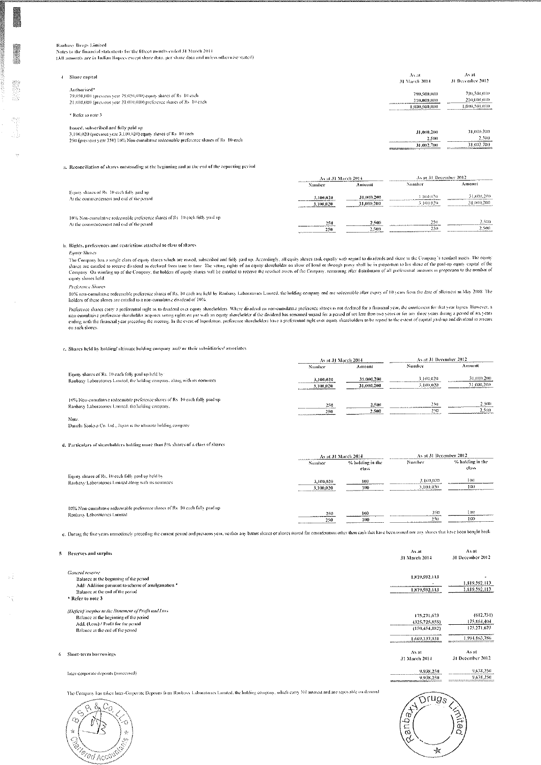Ranbaxy Drugs Limited
Notes to the financial statements for the fifteen months ended 31 March 2014
(All amounts are in Indian Rupees except share data, per share data and unless otherwise stated)

## 4 Share capital

| | As at 31 March 2014 | As at 31 December 2012 |
|---|---|---|
| **Authorised*** | | |
| 79,050,000 (previous year 79,050,000) equity shares of Rs. 10 each | 790,500,000 | 790,500,000 |
| 21,000,000 (previous year 21,000,000) preference shares of Rs. 10 each | 210,000,000 | 210,000,000 |
| | 1,000,500,000 | 1,000,500,000 |
| * Refer to note 3 | | |
| **Issued, subscribed and fully paid up** | | |
| 3,100,020 (previous year 3,100,020) equity shares of Rs. 10 each | 31,000,200 | 31,000,200 |
| 250 (previous year 250) 10% Non-cumulative redeemable preference shares of Rs. 10 each | 2,500 | 2,500 |
| | 31,002,700 | 31,002,700 |

a. Reconciliation of shares outstanding at the beginning and at the end of the reporting period

| | As at 31 March 2014 | | As at 31 December 2012 | |
|---|---|---|---|---|
| | Number | Amount | Number | Amount |
| Equity shares of Rs. 10 each fully paid up | | | | |
| At the commencement and end of the period | 3,100,020 | 31,000,200 | 3,100,020 | 31,000,200 |
| | 3,100,020 | 31,000,200 | 3,100,020 | 31,000,200 |
| 10% Non-cumulative redeemable preference shares of Rs. 10 each fully paid up | | | | |
| At the commencement and end of the period | 250 | 2,500 | 250 | 2,500 |
| | 250 | 2,500 | 250 | 2,500 |

b. Rights, preferences and restrictions attached to class of shares

*Equity Shares*

The Company has a single class of equity shares which are issued, subscribed and fully paid up. Accordingly, all equity shares rank equally with regard to dividends and share in the Company's residual assets. The equity shares are entitled to receive dividend as declared from time to time. The voting rights of an equity shareholder on show of hand or through proxy shall be in proportion to his share of the paid-up equity capital of the Company. On winding up of the Company, the holders of equity shares will be entitled to receive the residual assets of the Company, remaining after distribution of all preferential amounts in proportion to the number of equity shares held.

*Preference Shares*

10% non-cumulative redeemable preference shares of Rs. 10 each are held by Ranbaxy Laboratories Limited, the holding company and are redeemable after expiry of 10 years from the date of allotment in May 2008. The holders of these shares are entitled to a non-cumulative dividend of 10%.

Preference shares carry a preferential right as to dividend over equity shareholders. Where dividend on non-cumulative preference shares is not declared for a financial year, the entitlement for that year lapses. However, a non-cumulative preference shareholder acquires voting rights on par with an equity shareholder if the dividend has remained unpaid for a period of not less than two years or for any three years during a period of six years ending with the financial year preceding the meeting. In the event of liquidation, preference shareholders have a preferential right over equity shareholders to be repaid to the extent of capital paid-up and dividend in arrears on such shares.

c. Shares held by holding/ ultimate holding company and/ or their subsidiaries/ associates

| | As at 31 March 2014 | | As at 31 December 2012 | |
|---|---|---|---|---|
| | Number | Amount | Number | Amount |
| Equity shares of Rs. 10 each fully paid up held by | | | | |
| Ranbaxy Laboratories Limited, the holding company, along with its nominees | 3,100,020 | 31,000,200 | 3,100,020 | 31,000,200 |
| | 3,100,020 | 31,000,200 | 3,100,020 | 31,000,200 |
| 10% Non-cumulative redeemable preference shares of Rs. 10 each fully paid up | | | | |
| Ranbaxy Laboratories Limited, the holding company. | 250 | 2,500 | 250 | 2,500 |
| | 250 | 2,500 | 250 | 2,500 |

Note:
Daiichi Sankyo Co. Ltd., Japan is the ultimate holding company

d. Particulars of shareholders holding more than 5% shares of a class of shares

| | As at 31 March 2014 | | As at 31 December 2012 | |
|---|---|---|---|---|
| | Number | % holding in the class | Number | % holding in the class |
| Equity shares of Rs. 10 each fully paid up held by | | | | |
| Ranbaxy Laboratories Limited along with its nominees | 3,100,020 | 100 | 3,100,020 | 100 |
| | 3,100,020 | 100 | 3,100,020 | 100 |
| 10% Non-cumulative redeemable preference shares of Rs. 10 each fully paid up | | | | |
| Ranbaxy Laboratories Limited | 250 | 100 | 250 | 100 |
| | 250 | 100 | 250 | 100 |

e. During the five years immediately preceding the current period and previous year, neither any bonus shares or shares issued for consideration other than cash that have been issued nor any shares that have been bought back.

## 5 Reserves and surplus

| | As at 31 March 2014 | As at 31 December 2012 |
|---|---|---|
| *General reserve* | | |
| Balance at the beginning of the period | 1,819,592,113 | - |
| Add: Addition pursuant to scheme of amalgamation * | - | 1,819,592,113 |
| Balance at the end of the period | 1,819,592,113 | 1,819,592,113 |
| * Refer to note 3 | | |
| *(Deficit)/ surplus in the Statement of Profit and Loss* | | |
| Balance at the beginning of the period | 175,271,673 | (612,731) |
| Add: (Loss) / Profit for the period | (325,725,855) | 175,884,404 |
| Balance at the end of the period | (150,454,182) | 175,271,673 |
| | 1,669,137,931 | 1,994,863,786 |

## 6 Short-term borrowings

| | As at 31 March 2014 | As at 31 December 2012 |
|---|---|---|
| Inter-corporate deposits (unsecured) | 9,938,250 | 9,638,250 |
| | 9,938,250 | 9,638,250 |

The Company has taken Inter-Corporate Deposits from Ranbaxy Laboratories Limited, the holding company, which carry Nil interest and are repayable on demand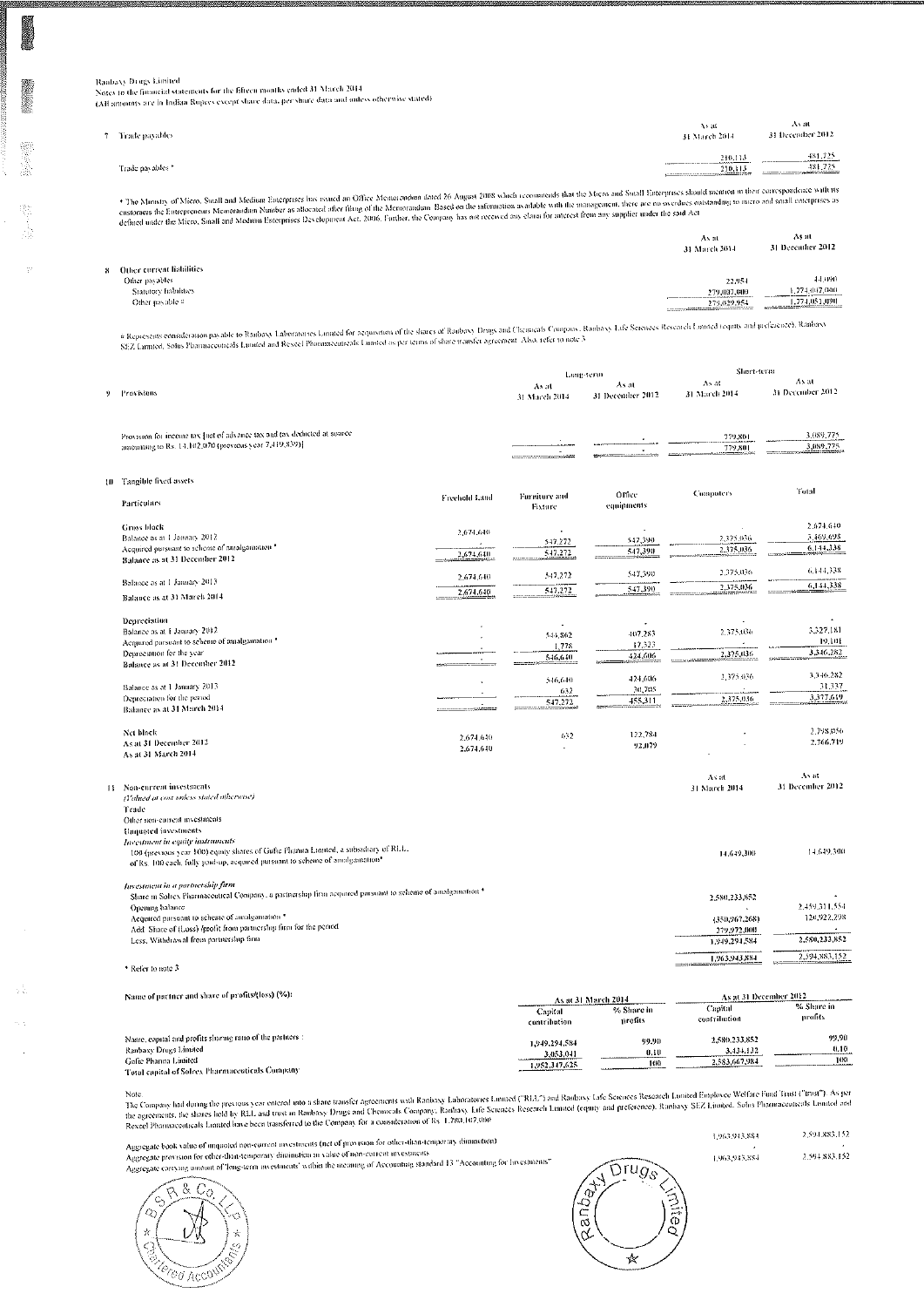Ranbaxy Drugs Limited
Notes to the financial statements for the fifteen months ended 31 March 2014
(All amounts are in Indian Rupees except share data, per share data and unless otherwise stated)

## 7 Trade payables

| | As at 31 March 2014 | As at 31 December 2012 |
|---|---|---|
| Trade payables * | 210,113 | 481,725 |
| | 210,113 | 481,725 |

* The Ministry of Micro, Small and Medium Enterprises has issued an Office Memorandum dated 26 August 2008 which recommends that the Micro and Small Enterprises should mention in their correspondence with its customers the Entrepreneurs Memorandum Number as allocated after filing of the Memorandum. Based on the information available with the management, there are no overdues outstanding to micro and small enterprises as defined under the Micro, Small and Medium Enterprises Development Act, 2006. Further, the Company has not received any claim for interest from any supplier under the said Act.

## 8 Other current liabilities

| | As at 31 March 2014 | As at 31 December 2012 |
|---|---|---|
| Other payables | | |
| Statutory liabilities | 22,954 | 44,090 |
| Other payable # | 279,007,000 | 1,274,007,000 |
| | 279,029,954 | 1,274,051,090 |

# Represents consideration payable to Ranbaxy Laboratories Limited for acquisition of the shares of Ranbaxy Drugs and Chemicals Company, Ranbaxy Life Sciences Research Limited (equity and preference), Ranbaxy SEZ Limited, Solus Pharmaceuticals Limited and Rexcel Pharmaceuticals Limited as per terms of share transfer agreement. Also, refer to note 3

## 9 Provisions

| | Long-term | | Short-term | |
|---|---|---|---|---|
| | As at 31 March 2014 | As at 31 December 2012 | As at 31 March 2014 | As at 31 December 2012 |
| Provision for income tax [net of advance tax and tax deducted at source amounting to Rs. 14,102,070 (previous year 7,419,839)] | - | - | 779,801 | 3,089,775 |
| | - | - | 779,801 | 3,089,775 |

## 10 Tangible fixed assets

| Particulars | Freehold Land | Furniture and Fixture | Office equipments | Computers | Total |
|---|---|---|---|---|---|
| **Gross block** | | | | | |
| Balance as at 1 January 2012 | 2,674,640 | - | - | - | 2,674,640 |
| Acquired pursuant to scheme of amalgamation * | - | 547,272 | 547,390 | 2,375,036 | 3,469,698 |
| **Balance as at 31 December 2012** | 2,674,640 | 547,272 | 547,390 | 2,375,036 | 6,144,338 |
| Balance as at 1 January 2013 | 2,674,640 | 547,272 | 547,390 | 2,375,036 | 6,144,338 |
| **Balance as at 31 March 2014** | 2,674,640 | 547,272 | 547,390 | 2,375,036 | 6,144,338 |
| **Depreciation** | | | | | |
| Balance as at 1 January 2012 | - | - | - | - | - |
| Acquired pursuant to scheme of amalgamation * | - | 544,862 | 407,283 | 2,375,036 | 3,327,181 |
| Depreciation for the year | - | 1,778 | 17,323 | - | 19,101 |
| **Balance as at 31 December 2012** | - | 546,640 | 424,606 | 2,375,036 | 3,346,282 |
| Balance as at 1 January 2013 | - | 546,640 | 424,606 | 2,375,036 | 3,346,282 |
| Depreciation for the period | - | 632 | 30,705 | - | 31,337 |
| **Balance as at 31 March 2014** | - | 547,272 | 455,311 | 2,375,036 | 3,377,619 |
| **Net block** | | | | | |
| As at 31 December 2012 | 2,674,640 | 632 | 122,784 | - | 2,798,056 |
| As at 31 March 2014 | 2,674,640 | - | 92,079 | - | 2,766,719 |

## 11 Non-current investments

*(Valued at cost unless stated otherwise)*

| | As at 31 March 2014 | As at 31 December 2012 |
|---|---|---|
| Trade | | |
| Other non-current investments | | |
| Unquoted investments | | |
| *Investment in equity instruments* | | |
| 100 (previous year 100) equity shares of Gufic Pharma Limited, a subsidiary of RLL of Rs. 100 each, fully paid-up, acquired pursuant to scheme of amalgamation* | 14,649,300 | 14,649,300 |
| *Investment in a partnership firm* | | |
| Share in Solrex Pharmaceutical Company, a partnership firm acquired pursuant to scheme of amalgamation * | | |
| Opening balance | 2,580,233,852 | - |
| Acquired pursuant to scheme of amalgamation * | - | 2,459,311,554 |
| Add: Share of (Loss)/ profit from partnership firm for the period | (350,967,268) | 120,922,298 |
| Less: Withdrawal from partnership firm | 279,972,000 | - |
| | 1,949,294,584 | 2,580,233,852 |
| | 1,963,943,884 | 2,594,883,152 |

* Refer to note 3

Name of partner and share of profits/(loss) (%):

| | As at 31 March 2014 | | As at 31 December 2012 | |
|---|---|---|---|---|
| | Capital contribution | % Share in profits | Capital contribution | % Share in profits |
| Name, capital and profits sharing ratio of the partners : | | | | |
| Ranbaxy Drugs Limited | 1,949,294,584 | 99.90 | 2,580,233,852 | 99.90 |
| Gufic Pharma Limited | 3,053,041 | 0.10 | 3,434,132 | 0.10 |
| Total capital of Solrex Pharmaceuticals Company | 1,952,347,625 | 100 | 2,583,667,984 | 100 |

Note:
The Company had during the previous year entered into a share transfer agreements with Ranbaxy Laboratories Limited ("RLL") and Ranbaxy Life Sciences Research Limited Employee Welfare Fund Trust ("trust"). As per the agreements, the shares held by RLL and trust in Ranbaxy Drugs and Chemicals Company, Ranbaxy Life Sciences Research Limited (equity and preference), Ranbaxy SEZ Limited, Solus Pharmaceuticals Limited and Rexcel Pharmaceuticals Limited have been transferred to the Company for a consideration of Rs. 1,780,107,000

| | | |
|---|---|---|
| Aggregate book value of unquoted non-current investments (net of provision for other-than-temporary diminution) | 1,963,943,884 | 2,594,883,152 |
| Aggregate provision for other-than-temporary diminution in value of non-current investments | - | - |
| Aggregate carrying amount of long-term investments' within the meaning of Accounting standard 13 "Accounting for Investments" | 1,963,943,884 | 2,594,883,152 |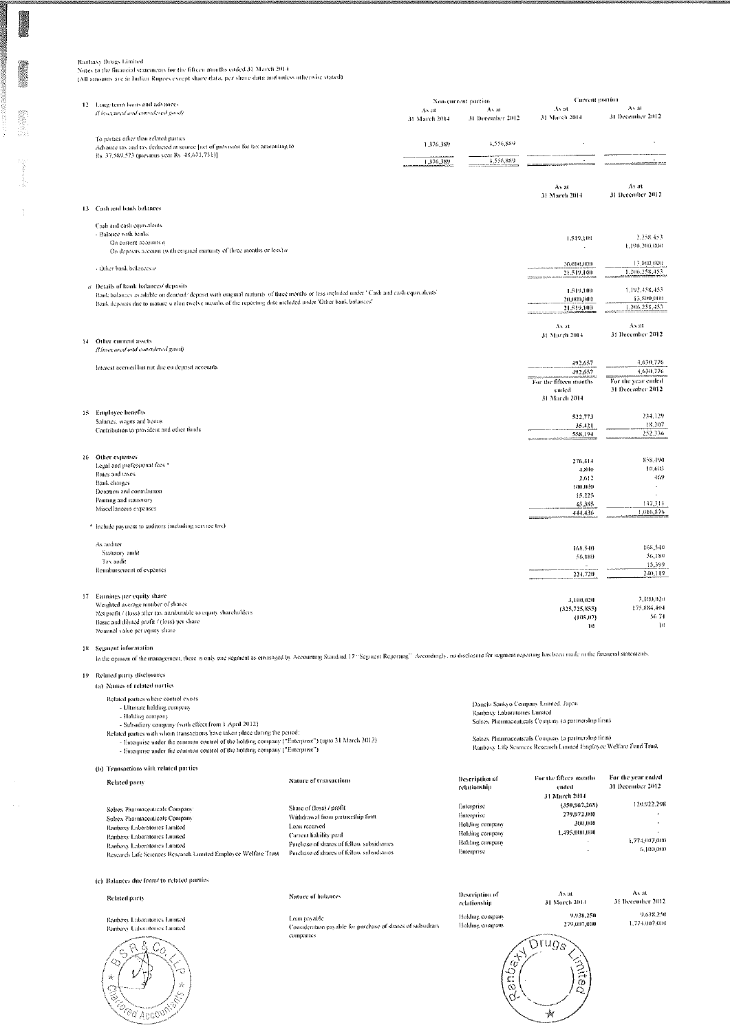Ranbaxy Drugs Limited
Notes to the financial statements for the fifteen months ended 31 March 2014
(All amounts are in Indian Rupees except share data, per share data and unless otherwise stated)

**12 Long-term loans and advances**
*(Unsecured and considered good)*

| | Non-current portion | | Current portion | |
|---|---|---|---|---|
| | As at 31 March 2014 | As at 31 December 2012 | As at 31 March 2014 | As at 31 December 2012 |
| To parties other than related parties | | | | |
| Advance tax and tax deducted at source [net of provision for tax amounting to Rs. 37,589,573 (previous year Rs. 48,671,753)] | 1,376,389 | 4,556,889 | - | - |
| | 1,376,389 | 4,556,889 | - | - |

**13 Cash and bank balances**

| | As at 31 March 2014 | As at 31 December 2012 |
|---|---|---|
| Cash and cash equivalents | | |
| - Balance with banks | | |
| On current accounts *a* | 1,519,100 | 2,258,453 |
| On deposits account (with original maturity of three months or less) *a* | - | 1,190,000,000 |
| - Other bank balances *a* | 20,000,000 | 13,800,000 |
| | 21,519,100 | 1,206,258,453 |
| *a* Details of bank balances/ deposits | | |
| Bank balances available on demand/ deposit with original maturity of three months or less included under 'Cash and cash equivalents' | 1,519,100 | 1,192,458,453 |
| Bank deposits due to mature within twelve months of the reporting date included under 'Other bank balances' | 20,000,000 | 13,800,000 |
| | 21,519,100 | 1,206,258,453 |

**14 Other current assets**
*(Unsecured and considered good)*

| | As at 31 March 2014 | As at 31 December 2012 |
|---|---|---|
| Interest accrued but not due on deposit accounts | 492,657 | 4,630,776 |
| | 492,657 | 4,630,776 |

**15 Employee benefits**

| | For the fifteen months ended 31 March 2014 | For the year ended 31 December 2012 |
|---|---|---|
| Salaries, wages and bonus | 522,773 | 234,129 |
| Contribution to provident and other funds | 35,421 | 18,207 |
| | 558,194 | 252,336 |

**16 Other expenses**

| | For the fifteen months ended 31 March 2014 | For the year ended 31 December 2012 |
|---|---|---|
| Legal and professional fees * | 276,414 | 858,490 |
| Rates and taxes | 4,800 | 10,603 |
| Bank charges | 2,612 | 469 |
| Donation and contribution | 100,000 | - |
| Printing and stationary | 15,225 | - |
| Miscellaneous expenses | 45,385 | 147,314 |
| | 444,436 | 1,016,876 |

\* Include payment to auditors (including service tax)

| | | |
|---|---|---|
| As auditor | | |
| Statutory audit | 168,540 | 168,540 |
| Tax audit | 56,180 | 56,180 |
| Reimbursement of expenses | - | 15,399 |
| | 224,720 | 240,119 |

**17 Earnings per equity share**

| | | |
|---|---|---|
| Weighted average number of shares | 3,100,020 | 3,100,020 |
| Net profit / (loss) after tax attributable to equity shareholders | (325,725,855) | 175,884,494 |
| Basic and diluted profit / (loss) per share | (105.07) | 56.74 |
| Nominal value per equity share | 10 | 10 |

**18 Segment information**

In the opinion of the management, there is only one segment as envisaged by Accounting Standard 17 "Segment Reporting". Accordingly, no disclosure for segment reporting has been made in the financial statements.

**19 Related party disclosures**

**(a) Names of related parties**

Related parties where control exists
- Ultimate holding company — Daiichi Sankyo Company Limited, Japan
- Holding company — Ranbaxy Laboratories Limited
- Subsidiary company (with effect from 1 April 2012) — Solrex Pharmaceuticals Company (a partnership firm)

Related parties with whom transactions have taken place during the period:
- Enterprise under the common control of the holding company ("Enterprise") (upto 31 March 2012) — Solrex Pharmaceuticals Company (a partnership firm)
- Enterprise under the common control of the holding company ("Enterprise") — Ranbaxy Life Sciences Research Limited Employee Welfare Fund Trust

**(b) Transactions with related parties**

| Related party | Nature of transactions | Description of relationship | For the fifteen months ended 31 March 2014 | For the year ended 31 December 2012 |
|---|---|---|---|---|
| Solrex Pharmaceuticals Company | Share of (loss) / profit | Enterprise | (350,967,268) | 120,922,298 |
| Solrex Pharmaceuticals Company | Withdrawal from partnership firm | Enterprise | 279,072,080 | - |
| Ranbaxy Laboratories Limited | Loan received | Holding company | 300,000 | - |
| Ranbaxy Laboratories Limited | Current liability paid | Holding company | 1,495,000,000 | - |
| Ranbaxy Laboratories Limited | Purchase of shares of fellow subsidiaries | Holding company | - | 1,774,007,000 |
| Research Life Sciences Research Limited Employee Welfare Trust | Purchase of shares of fellow subsidiaries | Enterprise | - | 6,100,000 |

**(c) Balances due from/ to related parties**

| Related party | Nature of balances | Description of relationship | As at 31 March 2014 | As at 31 December 2012 |
|---|---|---|---|---|
| Ranbaxy Laboratories Limited | Loan payable | Holding company | 9,938,250 | 9,638,250 |
| Ranbaxy Laboratories Limited | Consideration payable for purchase of shares of subsidiary companies | Holding company | 279,007,000 | 1,774,007,000 |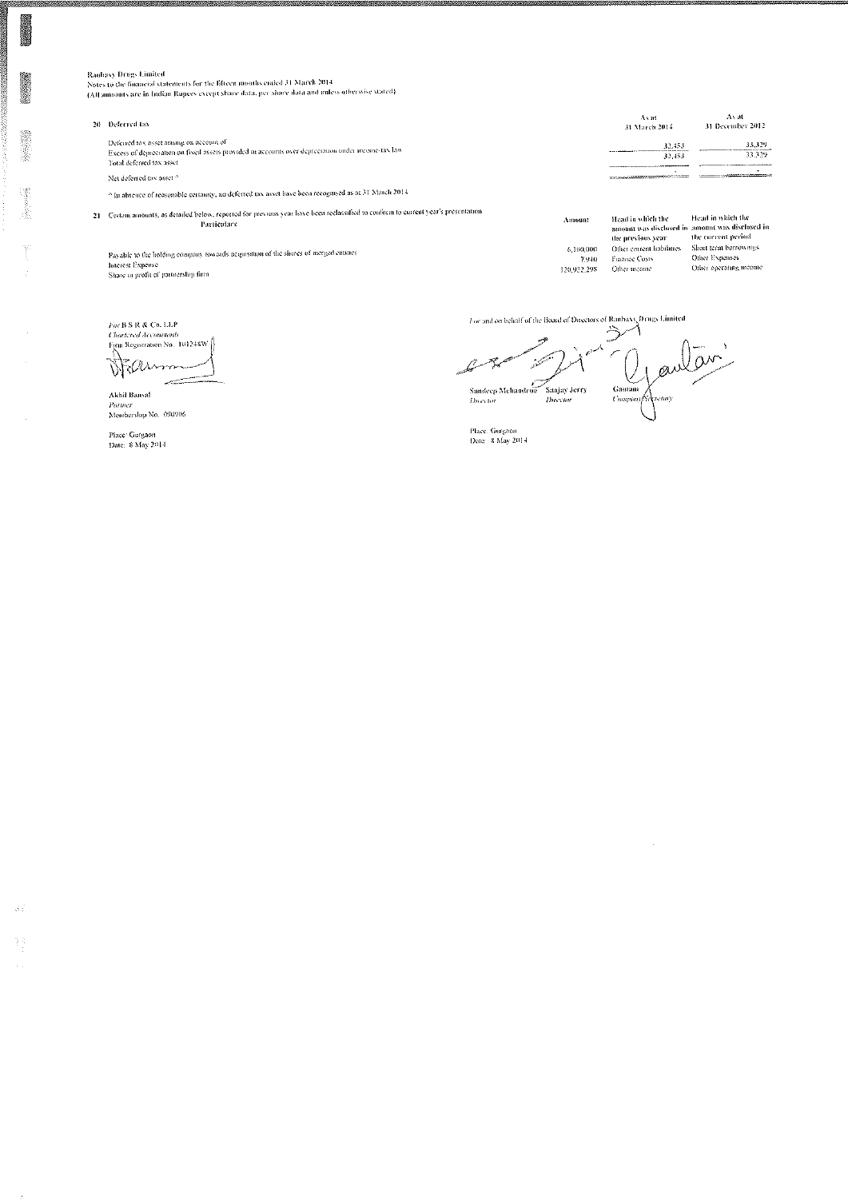Ranbaxy Drugs Limited
Notes to the financial statements for the fifteen months ended 31 March 2014
(All amounts are in Indian Rupees except share data, per share data and unless otherwise stated)

**20 Deferred tax**

| | As at 31 March 2014 | As at 31 December 2012 |
|---|---|---|
| Deferred tax asset arising on account of | | |
| Excess of depreciation on fixed assets provided in accounts over depreciation under income-tax law | 32,453 | 33,329 |
| Total deferred tax asset | 32,453 | 33,329 |
| Net deferred tax asset ^ | - | - |

^ In absence of reasonable certainty, no deferred tax asset have been recognised as at 31 March 2014

**21** Certain amounts, as detailed below, reported for previous year have been reclassified to conform to current year's presentation

| Particulars | Amount | Head in which the amount was disclosed in the previous year | Head in which the amount was disclosed in the current period |
|---|---|---|---|
| Payable to the holding company towards acquisition of the shares of merged entities | 6,100,000 | Other current liabilities | Short term borrowings |
| Interest Expense | 7,940 | Finance Costs | Other Expenses |
| Share in profit of partnership firm | 320,922,298 | Other income | Other operating income |

*For* B S R & Co. LLP
*Chartered Accountants*
Firm Registration No. 101248W

Akhil Bansal
*Partner*
Membership No. 090906

Place: Gurgaon
Date: 8 May 2014

For and on behalf of the Board of Directors of Ranbaxy Drugs Limited

Sandeep Mehandiratta
*Director*

Sanjay Jerry
*Director*

Gautam
*Company Secretary*

Place: Gurgaon
Date: 8 May 2014